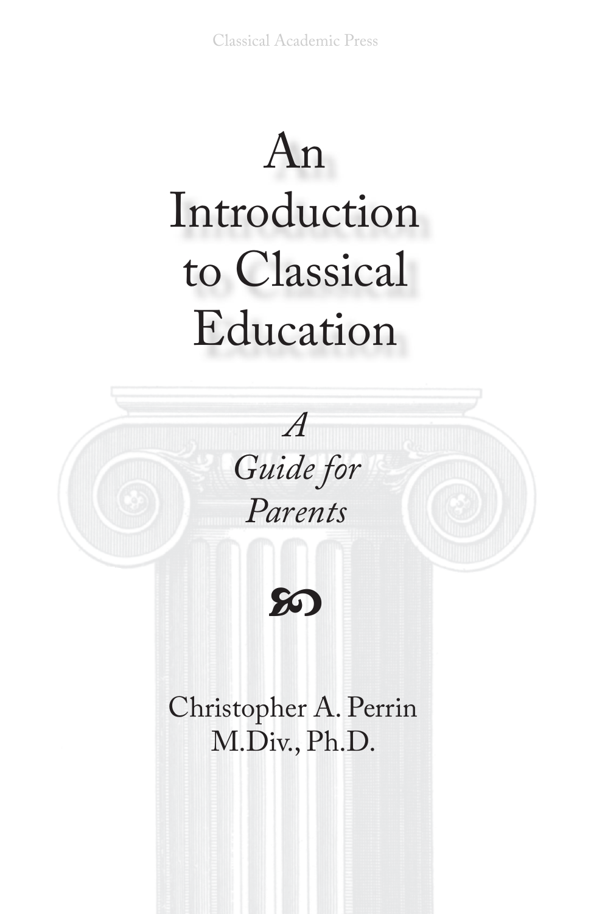Classical Academic Press

# An Introduction to Classical Education

*A Guide for Parents*

Christopher A. Perrin
M.Div., Ph.D.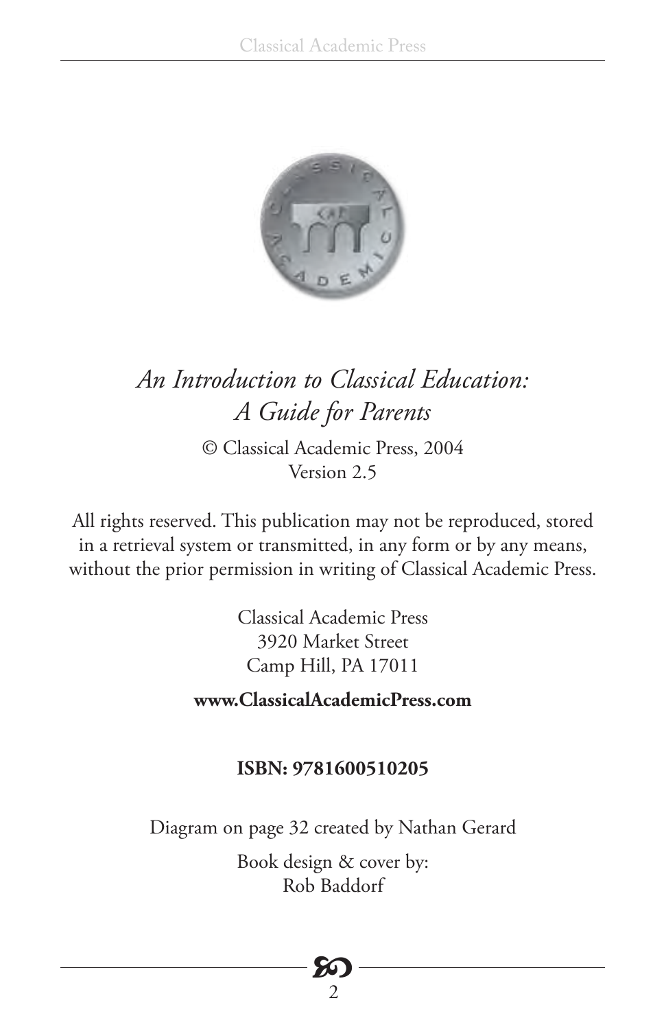*An Introduction to Classical Education:*
*A Guide for Parents*

© Classical Academic Press, 2004
Version 2.5

All rights reserved. This publication may not be reproduced, stored in a retrieval system or transmitted, in any form or by any means, without the prior permission in writing of Classical Academic Press.

Classical Academic Press
3920 Market Street
Camp Hill, PA 17011

**www.ClassicalAcademicPress.com**

**ISBN: 9781600510205**

Diagram on page 32 created by Nathan Gerard

Book design & cover by:
Rob Baddorf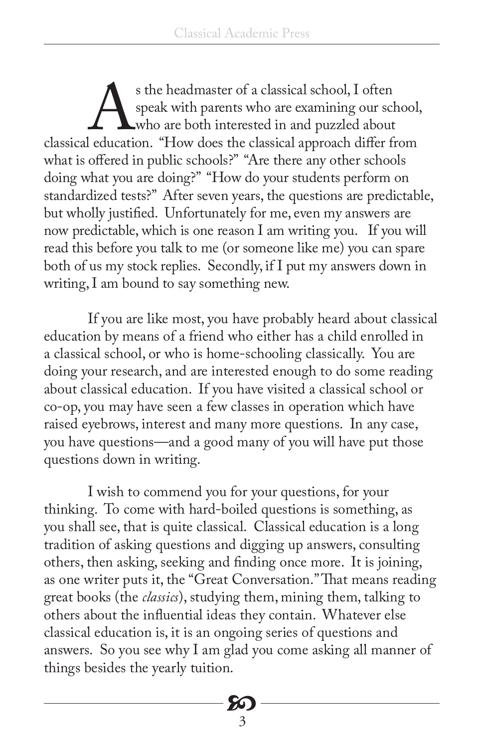As the headmaster of a classical school, I often speak with parents who are examining our school, who are both interested in and puzzled about classical education. "How does the classical approach differ from what is offered in public schools?" "Are there any other schools doing what you are doing?" "How do your students perform on standardized tests?" After seven years, the questions are predictable, but wholly justified. Unfortunately for me, even my answers are now predictable, which is one reason I am writing you. If you will read this before you talk to me (or someone like me) you can spare both of us my stock replies. Secondly, if I put my answers down in writing, I am bound to say something new.

If you are like most, you have probably heard about classical education by means of a friend who either has a child enrolled in a classical school, or who is home-schooling classically. You are doing your research, and are interested enough to do some reading about classical education. If you have visited a classical school or co-op, you may have seen a few classes in operation which have raised eyebrows, interest and many more questions. In any case, you have questions—and a good many of you will have put those questions down in writing.

I wish to commend you for your questions, for your thinking. To come with hard-boiled questions is something, as you shall see, that is quite classical. Classical education is a long tradition of asking questions and digging up answers, consulting others, then asking, seeking and finding once more. It is joining, as one writer puts it, the "Great Conversation." That means reading great books (the *classics*), studying them, mining them, talking to others about the influential ideas they contain. Whatever else classical education is, it is an ongoing series of questions and answers. So you see why I am glad you come asking all manner of things besides the yearly tuition.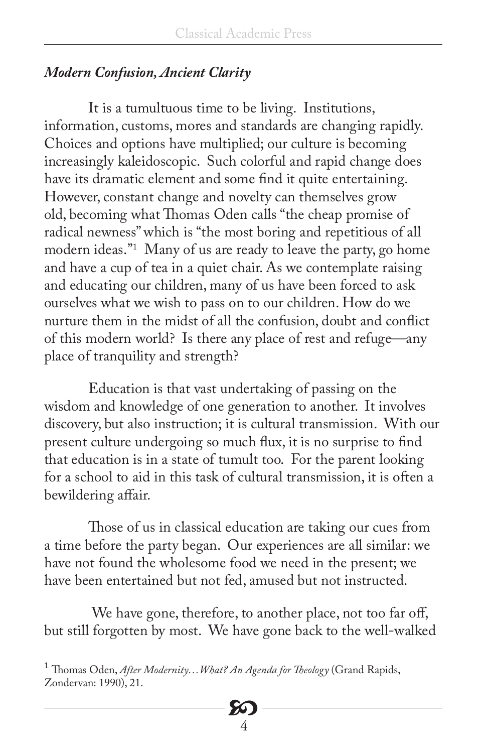### *Modern Confusion, Ancient Clarity*

It is a tumultuous time to be living. Institutions, information, customs, mores and standards are changing rapidly. Choices and options have multiplied; our culture is becoming increasingly kaleidoscopic. Such colorful and rapid change does have its dramatic element and some find it quite entertaining. However, constant change and novelty can themselves grow old, becoming what Thomas Oden calls "the cheap promise of radical newness" which is "the most boring and repetitious of all modern ideas."[1] Many of us are ready to leave the party, go home and have a cup of tea in a quiet chair. As we contemplate raising and educating our children, many of us have been forced to ask ourselves what we wish to pass on to our children. How do we nurture them in the midst of all the confusion, doubt and conflict of this modern world? Is there any place of rest and refuge—any place of tranquility and strength?

Education is that vast undertaking of passing on the wisdom and knowledge of one generation to another. It involves discovery, but also instruction; it is cultural transmission. With our present culture undergoing so much flux, it is no surprise to find that education is in a state of tumult too. For the parent looking for a school to aid in this task of cultural transmission, it is often a bewildering affair.

Those of us in classical education are taking our cues from a time before the party began. Our experiences are all similar: we have not found the wholesome food we need in the present; we have been entertained but not fed, amused but not instructed.

We have gone, therefore, to another place, not too far off, but still forgotten by most. We have gone back to the well-walked

[1] Thomas Oden, *After Modernity…What? An Agenda for Theology* (Grand Rapids, Zondervan: 1990), 21.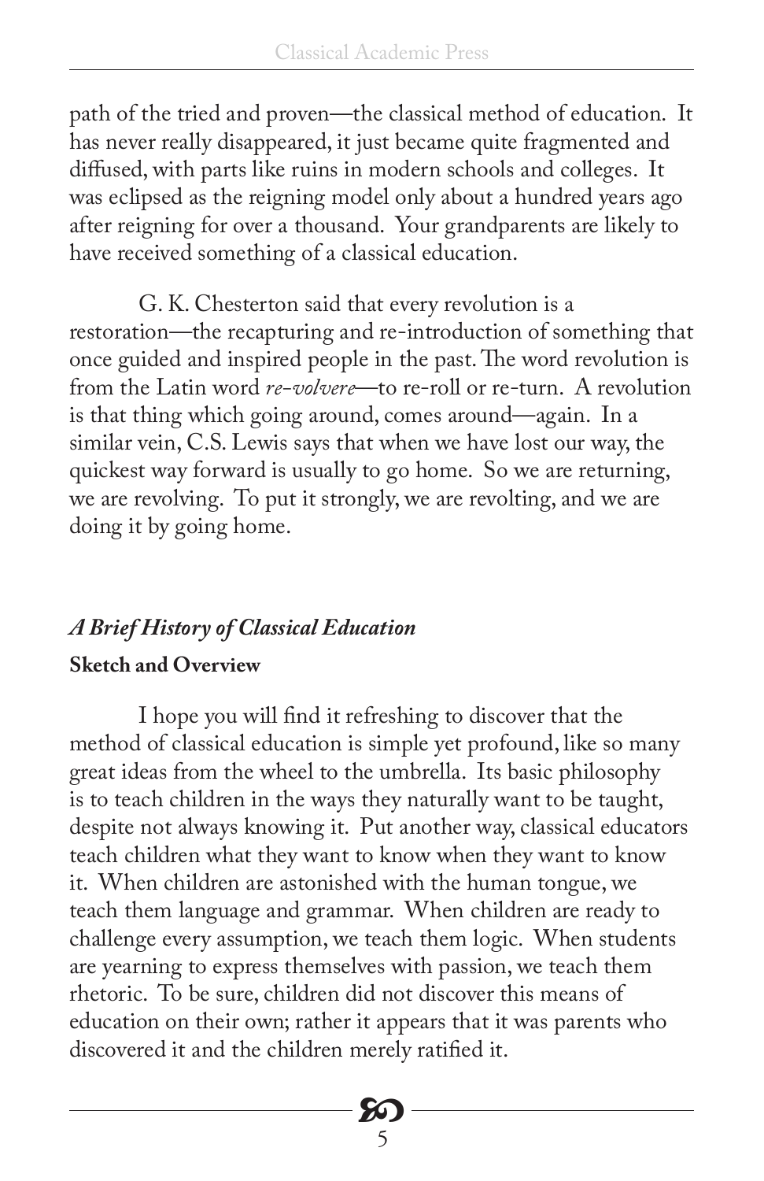path of the tried and proven—the classical method of education. It has never really disappeared, it just became quite fragmented and diffused, with parts like ruins in modern schools and colleges. It was eclipsed as the reigning model only about a hundred years ago after reigning for over a thousand. Your grandparents are likely to have received something of a classical education.

G. K. Chesterton said that every revolution is a restoration—the recapturing and re-introduction of something that once guided and inspired people in the past. The word revolution is from the Latin word *re-volvere*—to re-roll or re-turn. A revolution is that thing which going around, comes around—again. In a similar vein, C.S. Lewis says that when we have lost our way, the quickest way forward is usually to go home. So we are returning, we are revolving. To put it strongly, we are revolting, and we are doing it by going home.

## *A Brief History of Classical Education*

### Sketch and Overview

I hope you will find it refreshing to discover that the method of classical education is simple yet profound, like so many great ideas from the wheel to the umbrella. Its basic philosophy is to teach children in the ways they naturally want to be taught, despite not always knowing it. Put another way, classical educators teach children what they want to know when they want to know it. When children are astonished with the human tongue, we teach them language and grammar. When children are ready to challenge every assumption, we teach them logic. When students are yearning to express themselves with passion, we teach them rhetoric. To be sure, children did not discover this means of education on their own; rather it appears that it was parents who discovered it and the children merely ratified it.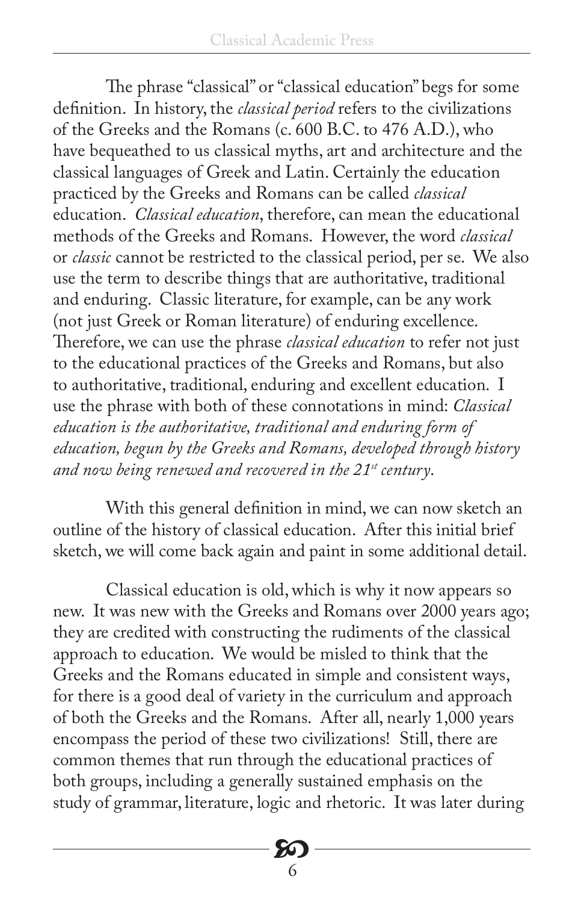The phrase "classical" or "classical education" begs for some definition. In history, the *classical period* refers to the civilizations of the Greeks and the Romans (c. 600 B.C. to 476 A.D.), who have bequeathed to us classical myths, art and architecture and the classical languages of Greek and Latin. Certainly the education practiced by the Greeks and Romans can be called *classical* education. *Classical education*, therefore, can mean the educational methods of the Greeks and Romans. However, the word *classical* or *classic* cannot be restricted to the classical period, per se. We also use the term to describe things that are authoritative, traditional and enduring. Classic literature, for example, can be any work (not just Greek or Roman literature) of enduring excellence. Therefore, we can use the phrase *classical education* to refer not just to the educational practices of the Greeks and Romans, but also to authoritative, traditional, enduring and excellent education. I use the phrase with both of these connotations in mind: *Classical education is the authoritative, traditional and enduring form of education, begun by the Greeks and Romans, developed through history and now being renewed and recovered in the 21st century.*

With this general definition in mind, we can now sketch an outline of the history of classical education. After this initial brief sketch, we will come back again and paint in some additional detail.

Classical education is old, which is why it now appears so new. It was new with the Greeks and Romans over 2000 years ago; they are credited with constructing the rudiments of the classical approach to education. We would be misled to think that the Greeks and the Romans educated in simple and consistent ways, for there is a good deal of variety in the curriculum and approach of both the Greeks and the Romans. After all, nearly 1,000 years encompass the period of these two civilizations! Still, there are common themes that run through the educational practices of both groups, including a generally sustained emphasis on the study of grammar, literature, logic and rhetoric. It was later during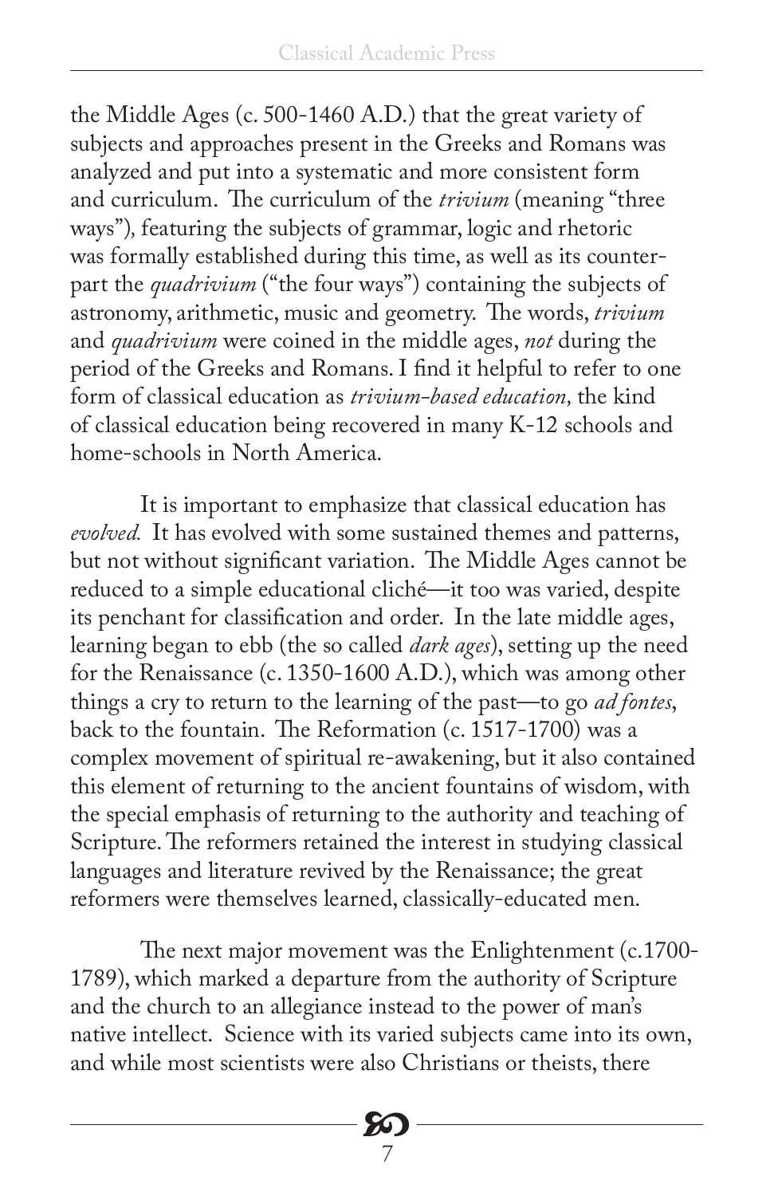the Middle Ages (c. 500-1460 A.D.) that the great variety of subjects and approaches present in the Greeks and Romans was analyzed and put into a systematic and more consistent form and curriculum. The curriculum of the *trivium* (meaning "three ways"), featuring the subjects of grammar, logic and rhetoric was formally established during this time, as well as its counterpart the *quadrivium* ("the four ways") containing the subjects of astronomy, arithmetic, music and geometry. The words, *trivium* and *quadrivium* were coined in the middle ages, *not* during the period of the Greeks and Romans. I find it helpful to refer to one form of classical education as *trivium-based education,* the kind of classical education being recovered in many K-12 schools and home-schools in North America.

It is important to emphasize that classical education has *evolved.* It has evolved with some sustained themes and patterns, but not without significant variation. The Middle Ages cannot be reduced to a simple educational cliché—it too was varied, despite its penchant for classification and order. In the late middle ages, learning began to ebb (the so called *dark ages*), setting up the need for the Renaissance (c. 1350-1600 A.D.), which was among other things a cry to return to the learning of the past—to go *ad fontes*, back to the fountain. The Reformation (c. 1517-1700) was a complex movement of spiritual re-awakening, but it also contained this element of returning to the ancient fountains of wisdom, with the special emphasis of returning to the authority and teaching of Scripture. The reformers retained the interest in studying classical languages and literature revived by the Renaissance; the great reformers were themselves learned, classically-educated men.

The next major movement was the Enlightenment (c.1700-1789), which marked a departure from the authority of Scripture and the church to an allegiance instead to the power of man's native intellect. Science with its varied subjects came into its own, and while most scientists were also Christians or theists, there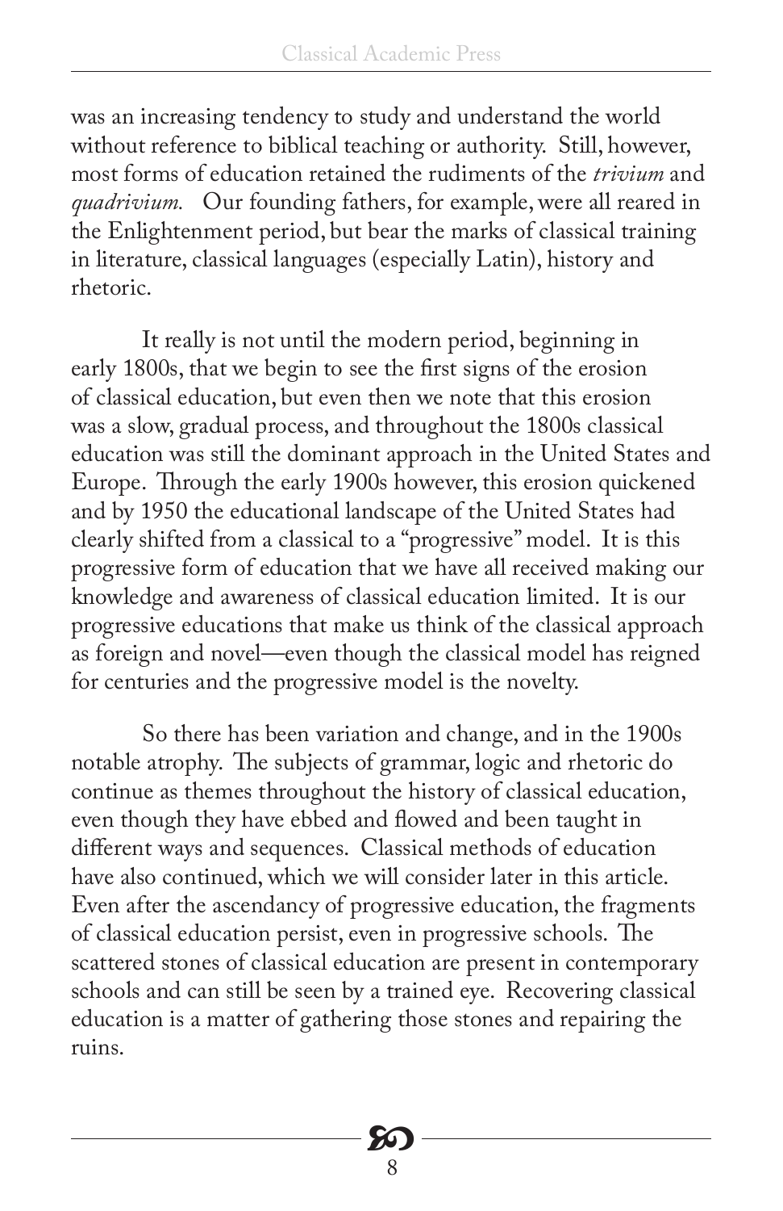was an increasing tendency to study and understand the world without reference to biblical teaching or authority. Still, however, most forms of education retained the rudiments of the *trivium* and *quadrivium.* Our founding fathers, for example, were all reared in the Enlightenment period, but bear the marks of classical training in literature, classical languages (especially Latin), history and rhetoric.

It really is not until the modern period, beginning in early 1800s, that we begin to see the first signs of the erosion of classical education, but even then we note that this erosion was a slow, gradual process, and throughout the 1800s classical education was still the dominant approach in the United States and Europe. Through the early 1900s however, this erosion quickened and by 1950 the educational landscape of the United States had clearly shifted from a classical to a "progressive" model. It is this progressive form of education that we have all received making our knowledge and awareness of classical education limited. It is our progressive educations that make us think of the classical approach as foreign and novel—even though the classical model has reigned for centuries and the progressive model is the novelty.

So there has been variation and change, and in the 1900s notable atrophy. The subjects of grammar, logic and rhetoric do continue as themes throughout the history of classical education, even though they have ebbed and flowed and been taught in different ways and sequences. Classical methods of education have also continued, which we will consider later in this article. Even after the ascendancy of progressive education, the fragments of classical education persist, even in progressive schools. The scattered stones of classical education are present in contemporary schools and can still be seen by a trained eye. Recovering classical education is a matter of gathering those stones and repairing the ruins.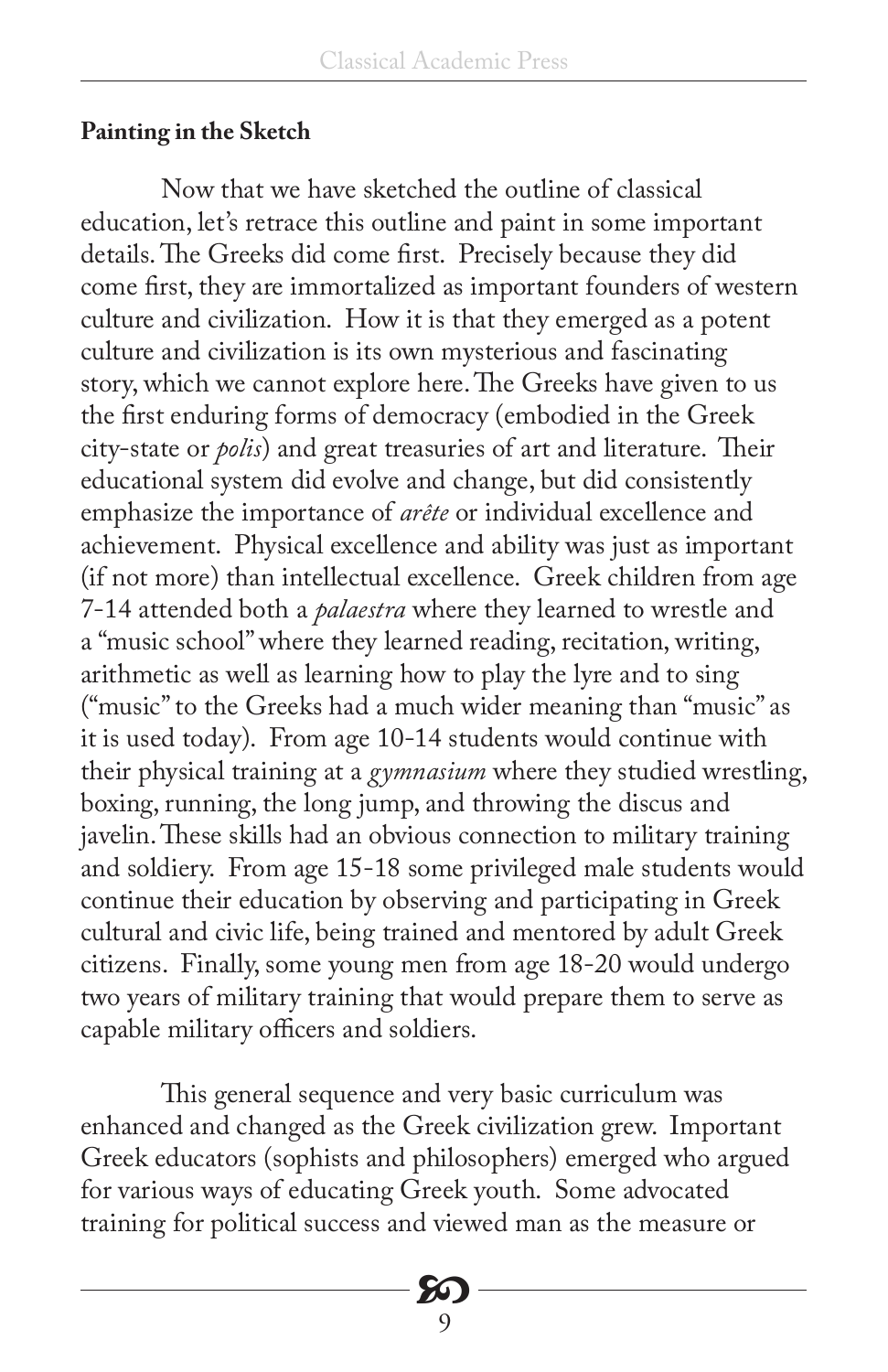**Painting in the Sketch**

Now that we have sketched the outline of classical education, let's retrace this outline and paint in some important details. The Greeks did come first. Precisely because they did come first, they are immortalized as important founders of western culture and civilization. How it is that they emerged as a potent culture and civilization is its own mysterious and fascinating story, which we cannot explore here. The Greeks have given to us the first enduring forms of democracy (embodied in the Greek city-state or *polis*) and great treasuries of art and literature. Their educational system did evolve and change, but did consistently emphasize the importance of *arête* or individual excellence and achievement. Physical excellence and ability was just as important (if not more) than intellectual excellence. Greek children from age 7-14 attended both a *palaestra* where they learned to wrestle and a "music school" where they learned reading, recitation, writing, arithmetic as well as learning how to play the lyre and to sing ("music" to the Greeks had a much wider meaning than "music" as it is used today). From age 10-14 students would continue with their physical training at a *gymnasium* where they studied wrestling, boxing, running, the long jump, and throwing the discus and javelin. These skills had an obvious connection to military training and soldiery. From age 15-18 some privileged male students would continue their education by observing and participating in Greek cultural and civic life, being trained and mentored by adult Greek citizens. Finally, some young men from age 18-20 would undergo two years of military training that would prepare them to serve as capable military officers and soldiers.

This general sequence and very basic curriculum was enhanced and changed as the Greek civilization grew. Important Greek educators (sophists and philosophers) emerged who argued for various ways of educating Greek youth. Some advocated training for political success and viewed man as the measure or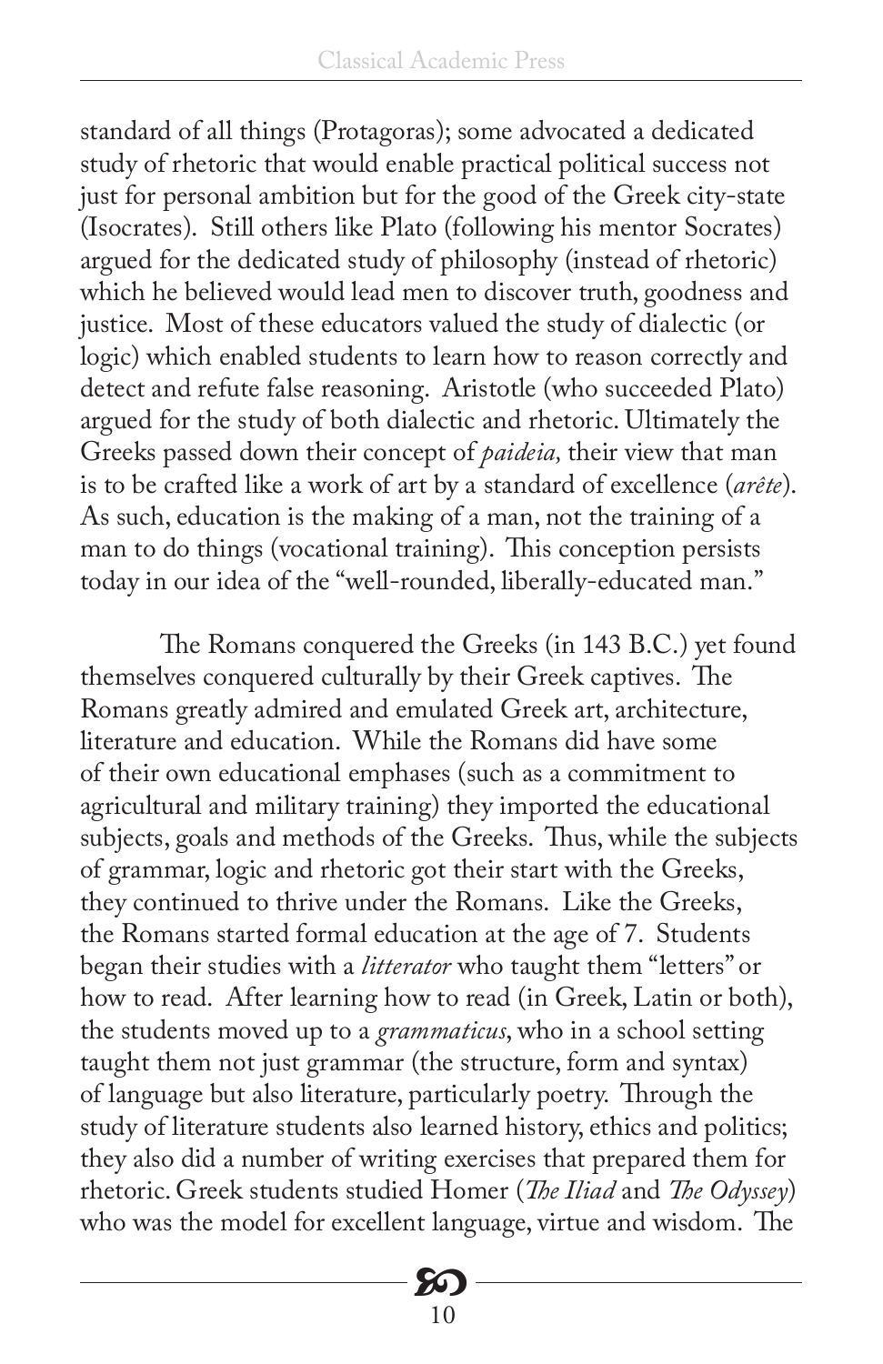standard of all things (Protagoras); some advocated a dedicated study of rhetoric that would enable practical political success not just for personal ambition but for the good of the Greek city-state (Isocrates). Still others like Plato (following his mentor Socrates) argued for the dedicated study of philosophy (instead of rhetoric) which he believed would lead men to discover truth, goodness and justice. Most of these educators valued the study of dialectic (or logic) which enabled students to learn how to reason correctly and detect and refute false reasoning. Aristotle (who succeeded Plato) argued for the study of both dialectic and rhetoric. Ultimately the Greeks passed down their concept of *paideia,* their view that man is to be crafted like a work of art by a standard of excellence (*arête*). As such, education is the making of a man, not the training of a man to do things (vocational training). This conception persists today in our idea of the "well-rounded, liberally-educated man."

The Romans conquered the Greeks (in 143 B.C.) yet found themselves conquered culturally by their Greek captives. The Romans greatly admired and emulated Greek art, architecture, literature and education. While the Romans did have some of their own educational emphases (such as a commitment to agricultural and military training) they imported the educational subjects, goals and methods of the Greeks. Thus, while the subjects of grammar, logic and rhetoric got their start with the Greeks, they continued to thrive under the Romans. Like the Greeks, the Romans started formal education at the age of 7. Students began their studies with a *litterator* who taught them "letters" or how to read. After learning how to read (in Greek, Latin or both), the students moved up to a *grammaticus*, who in a school setting taught them not just grammar (the structure, form and syntax) of language but also literature, particularly poetry. Through the study of literature students also learned history, ethics and politics; they also did a number of writing exercises that prepared them for rhetoric. Greek students studied Homer (*The Iliad* and *The Odyssey*) who was the model for excellent language, virtue and wisdom. The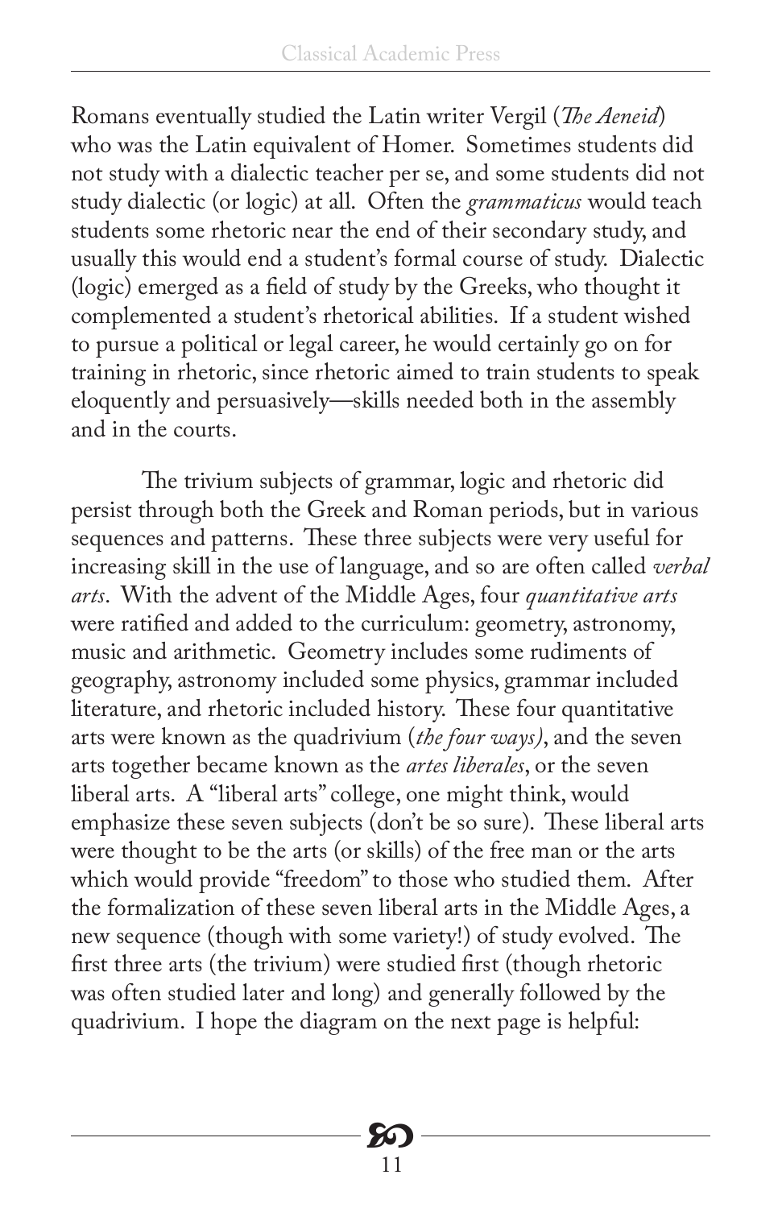Romans eventually studied the Latin writer Vergil (*The Aeneid*) who was the Latin equivalent of Homer. Sometimes students did not study with a dialectic teacher per se, and some students did not study dialectic (or logic) at all. Often the *grammaticus* would teach students some rhetoric near the end of their secondary study, and usually this would end a student's formal course of study. Dialectic (logic) emerged as a field of study by the Greeks, who thought it complemented a student's rhetorical abilities. If a student wished to pursue a political or legal career, he would certainly go on for training in rhetoric, since rhetoric aimed to train students to speak eloquently and persuasively—skills needed both in the assembly and in the courts.

The trivium subjects of grammar, logic and rhetoric did persist through both the Greek and Roman periods, but in various sequences and patterns. These three subjects were very useful for increasing skill in the use of language, and so are often called *verbal arts*. With the advent of the Middle Ages, four *quantitative arts* were ratified and added to the curriculum: geometry, astronomy, music and arithmetic. Geometry includes some rudiments of geography, astronomy included some physics, grammar included literature, and rhetoric included history. These four quantitative arts were known as the quadrivium (*the four ways)*, and the seven arts together became known as the *artes liberales*, or the seven liberal arts. A "liberal arts" college, one might think, would emphasize these seven subjects (don't be so sure). These liberal arts were thought to be the arts (or skills) of the free man or the arts which would provide "freedom" to those who studied them. After the formalization of these seven liberal arts in the Middle Ages, a new sequence (though with some variety!) of study evolved. The first three arts (the trivium) were studied first (though rhetoric was often studied later and long) and generally followed by the quadrivium. I hope the diagram on the next page is helpful: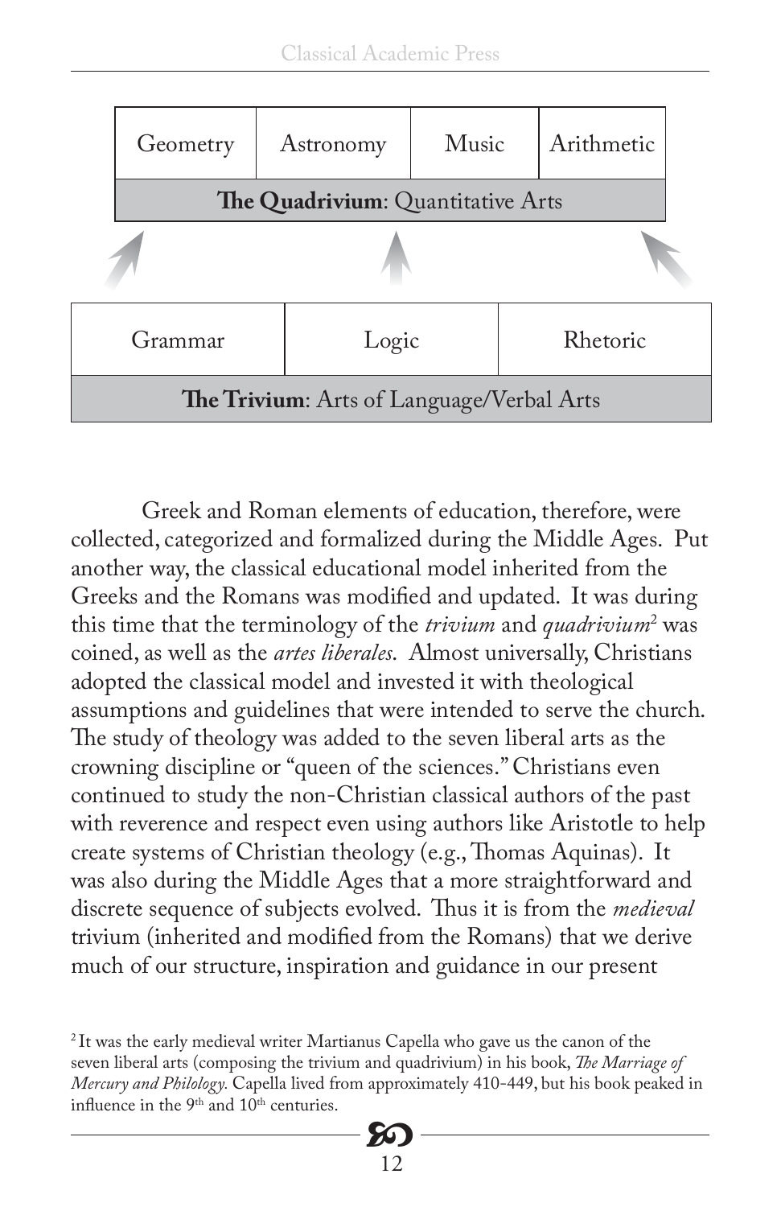| Geometry | Astronomy | Music | Arithmetic |
|---|---|---|---|
| **The Quadrivium**: Quantitative Arts | | | |

| Grammar | Logic | Rhetoric |
|---|---|---|
| **The Trivium**: Arts of Language/Verbal Arts | | |

Greek and Roman elements of education, therefore, were collected, categorized and formalized during the Middle Ages. Put another way, the classical educational model inherited from the Greeks and the Romans was modified and updated. It was during this time that the terminology of the *trivium* and *quadrivium*[2] was coined, as well as the *artes liberales*. Almost universally, Christians adopted the classical model and invested it with theological assumptions and guidelines that were intended to serve the church. The study of theology was added to the seven liberal arts as the crowning discipline or "queen of the sciences." Christians even continued to study the non-Christian classical authors of the past with reverence and respect even using authors like Aristotle to help create systems of Christian theology (e.g., Thomas Aquinas). It was also during the Middle Ages that a more straightforward and discrete sequence of subjects evolved. Thus it is from the *medieval* trivium (inherited and modified from the Romans) that we derive much of our structure, inspiration and guidance in our present

[2] It was the early medieval writer Martianus Capella who gave us the canon of the seven liberal arts (composing the trivium and quadrivium) in his book, *The Marriage of Mercury and Philology.* Capella lived from approximately 410-449, but his book peaked in influence in the 9th and 10th centuries.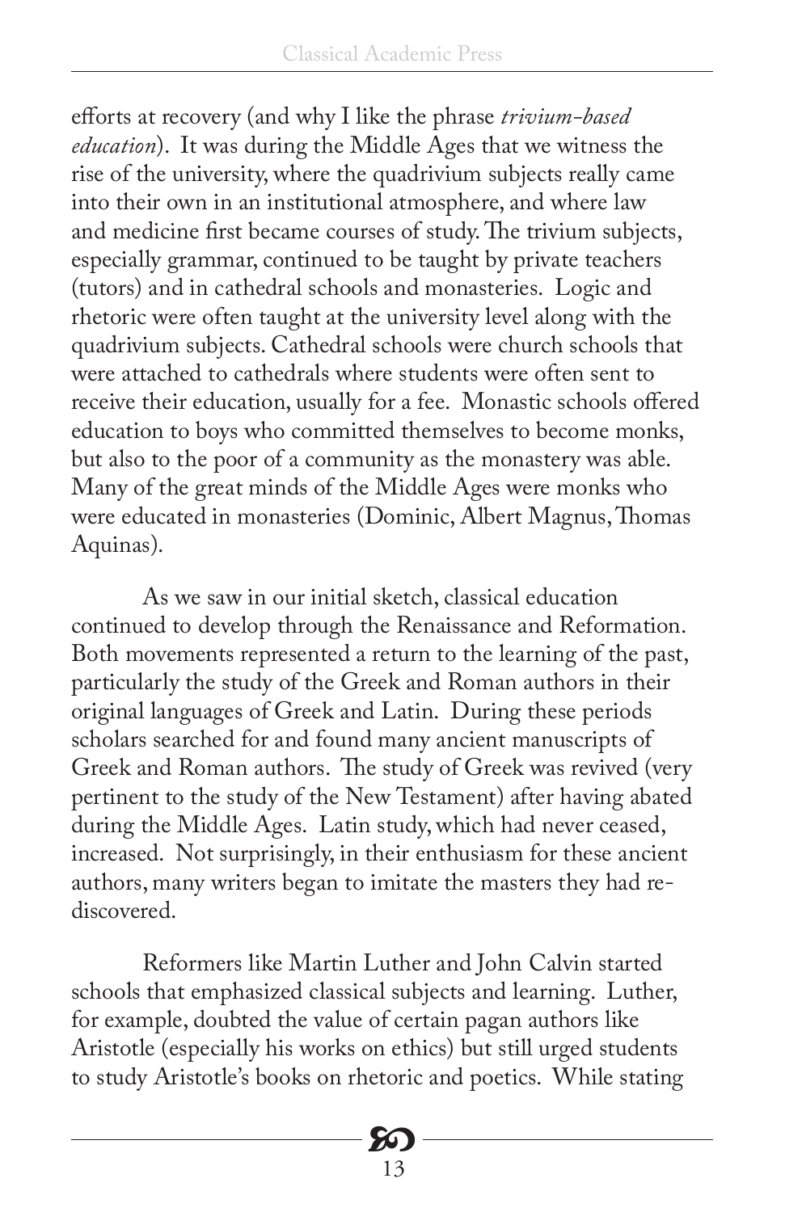efforts at recovery (and why I like the phrase *trivium-based education*). It was during the Middle Ages that we witness the rise of the university, where the quadrivium subjects really came into their own in an institutional atmosphere, and where law and medicine first became courses of study. The trivium subjects, especially grammar, continued to be taught by private teachers (tutors) and in cathedral schools and monasteries. Logic and rhetoric were often taught at the university level along with the quadrivium subjects. Cathedral schools were church schools that were attached to cathedrals where students were often sent to receive their education, usually for a fee. Monastic schools offered education to boys who committed themselves to become monks, but also to the poor of a community as the monastery was able. Many of the great minds of the Middle Ages were monks who were educated in monasteries (Dominic, Albert Magnus, Thomas Aquinas).

As we saw in our initial sketch, classical education continued to develop through the Renaissance and Reformation. Both movements represented a return to the learning of the past, particularly the study of the Greek and Roman authors in their original languages of Greek and Latin. During these periods scholars searched for and found many ancient manuscripts of Greek and Roman authors. The study of Greek was revived (very pertinent to the study of the New Testament) after having abated during the Middle Ages. Latin study, which had never ceased, increased. Not surprisingly, in their enthusiasm for these ancient authors, many writers began to imitate the masters they had re-discovered.

Reformers like Martin Luther and John Calvin started schools that emphasized classical subjects and learning. Luther, for example, doubted the value of certain pagan authors like Aristotle (especially his works on ethics) but still urged students to study Aristotle's books on rhetoric and poetics. While stating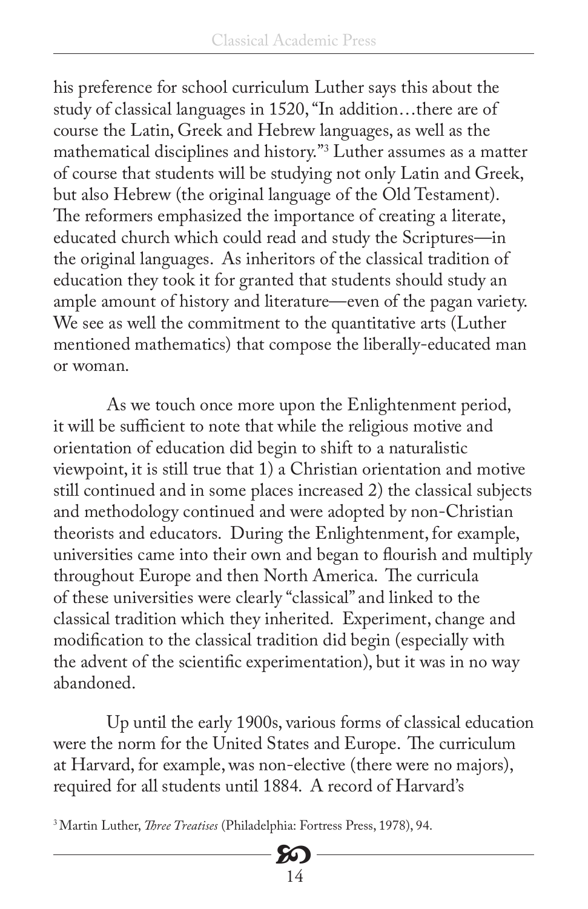his preference for school curriculum Luther says this about the study of classical languages in 1520, "In addition…there are of course the Latin, Greek and Hebrew languages, as well as the mathematical disciplines and history."[3] Luther assumes as a matter of course that students will be studying not only Latin and Greek, but also Hebrew (the original language of the Old Testament). The reformers emphasized the importance of creating a literate, educated church which could read and study the Scriptures—in the original languages. As inheritors of the classical tradition of education they took it for granted that students should study an ample amount of history and literature—even of the pagan variety. We see as well the commitment to the quantitative arts (Luther mentioned mathematics) that compose the liberally-educated man or woman.

As we touch once more upon the Enlightenment period, it will be sufficient to note that while the religious motive and orientation of education did begin to shift to a naturalistic viewpoint, it is still true that 1) a Christian orientation and motive still continued and in some places increased 2) the classical subjects and methodology continued and were adopted by non-Christian theorists and educators. During the Enlightenment, for example, universities came into their own and began to flourish and multiply throughout Europe and then North America. The curricula of these universities were clearly "classical" and linked to the classical tradition which they inherited. Experiment, change and modification to the classical tradition did begin (especially with the advent of the scientific experimentation), but it was in no way abandoned.

Up until the early 1900s, various forms of classical education were the norm for the United States and Europe. The curriculum at Harvard, for example, was non-elective (there were no majors), required for all students until 1884. A record of Harvard's

[3] Martin Luther, *Three Treatises* (Philadelphia: Fortress Press, 1978), 94.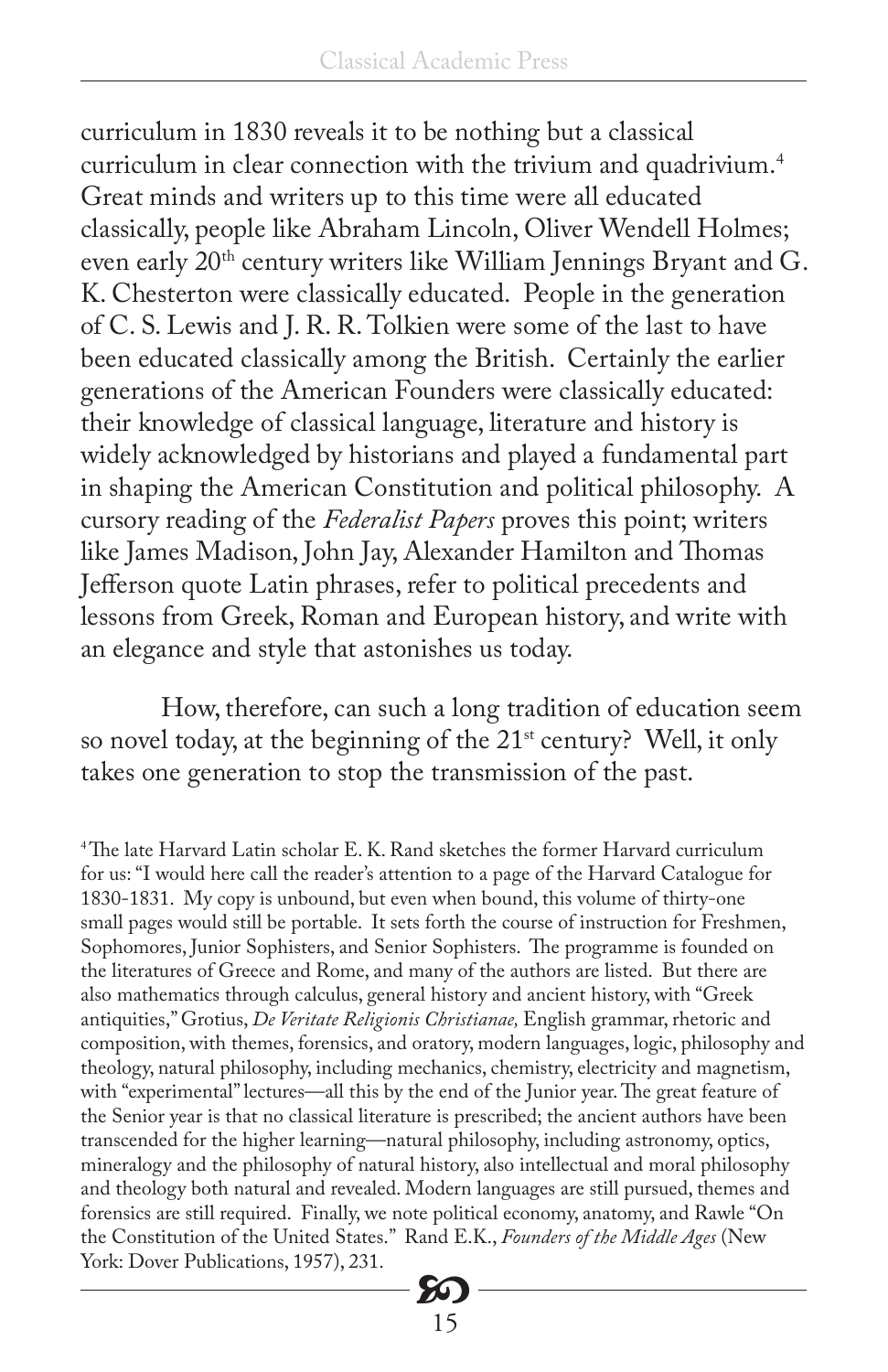curriculum in 1830 reveals it to be nothing but a classical curriculum in clear connection with the trivium and quadrivium.[4] Great minds and writers up to this time were all educated classically, people like Abraham Lincoln, Oliver Wendell Holmes; even early 20th century writers like William Jennings Bryant and G. K. Chesterton were classically educated. People in the generation of C. S. Lewis and J. R. R. Tolkien were some of the last to have been educated classically among the British. Certainly the earlier generations of the American Founders were classically educated: their knowledge of classical language, literature and history is widely acknowledged by historians and played a fundamental part in shaping the American Constitution and political philosophy. A cursory reading of the *Federalist Papers* proves this point; writers like James Madison, John Jay, Alexander Hamilton and Thomas Jefferson quote Latin phrases, refer to political precedents and lessons from Greek, Roman and European history, and write with an elegance and style that astonishes us today.

How, therefore, can such a long tradition of education seem so novel today, at the beginning of the 21st century? Well, it only takes one generation to stop the transmission of the past.

[4] The late Harvard Latin scholar E. K. Rand sketches the former Harvard curriculum for us: "I would here call the reader's attention to a page of the Harvard Catalogue for 1830-1831. My copy is unbound, but even when bound, this volume of thirty-one small pages would still be portable. It sets forth the course of instruction for Freshmen, Sophomores, Junior Sophisters, and Senior Sophisters. The programme is founded on the literatures of Greece and Rome, and many of the authors are listed. But there are also mathematics through calculus, general history and ancient history, with "Greek antiquities," Grotius, *De Veritate Religionis Christianae,* English grammar, rhetoric and composition, with themes, forensics, and oratory, modern languages, logic, philosophy and theology, natural philosophy, including mechanics, chemistry, electricity and magnetism, with "experimental" lectures—all this by the end of the Junior year. The great feature of the Senior year is that no classical literature is prescribed; the ancient authors have been transcended for the higher learning—natural philosophy, including astronomy, optics, mineralogy and the philosophy of natural history, also intellectual and moral philosophy and theology both natural and revealed. Modern languages are still pursued, themes and forensics are still required. Finally, we note political economy, anatomy, and Rawle "On the Constitution of the United States." Rand E.K., *Founders of the Middle Ages* (New York: Dover Publications, 1957), 231.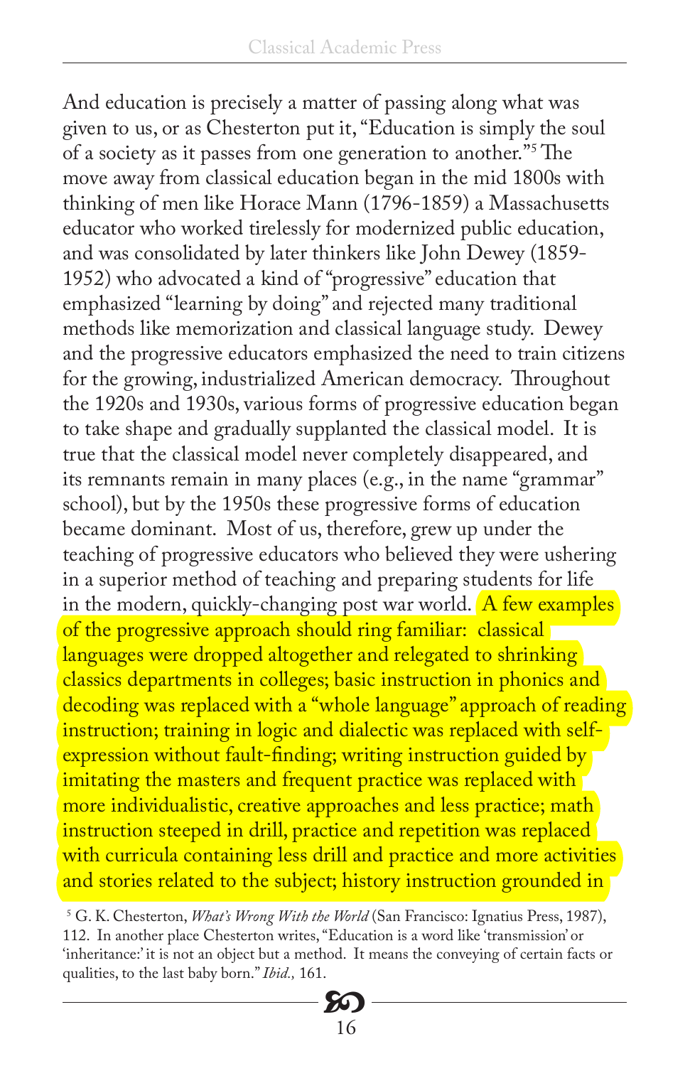And education is precisely a matter of passing along what was given to us, or as Chesterton put it, "Education is simply the soul of a society as it passes from one generation to another."[5] The move away from classical education began in the mid 1800s with thinking of men like Horace Mann (1796-1859) a Massachusetts educator who worked tirelessly for modernized public education, and was consolidated by later thinkers like John Dewey (1859-1952) who advocated a kind of "progressive" education that emphasized "learning by doing" and rejected many traditional methods like memorization and classical language study. Dewey and the progressive educators emphasized the need to train citizens for the growing, industrialized American democracy. Throughout the 1920s and 1930s, various forms of progressive education began to take shape and gradually supplanted the classical model. It is true that the classical model never completely disappeared, and its remnants remain in many places (e.g., in the name "grammar" school), but by the 1950s these progressive forms of education became dominant. Most of us, therefore, grew up under the teaching of progressive educators who believed they were ushering in a superior method of teaching and preparing students for life in the modern, quickly-changing post war world. A few examples of the progressive approach should ring familiar: classical languages were dropped altogether and relegated to shrinking classics departments in colleges; basic instruction in phonics and decoding was replaced with a "whole language" approach of reading instruction; training in logic and dialectic was replaced with self-expression without fault-finding; writing instruction guided by imitating the masters and frequent practice was replaced with more individualistic, creative approaches and less practice; math instruction steeped in drill, practice and repetition was replaced with curricula containing less drill and practice and more activities and stories related to the subject; history instruction grounded in

[5] G. K. Chesterton, *What's Wrong With the World* (San Francisco: Ignatius Press, 1987), 112. In another place Chesterton writes, "Education is a word like 'transmission' or 'inheritance:' it is not an object but a method. It means the conveying of certain facts or qualities, to the last baby born." *Ibid.,* 161.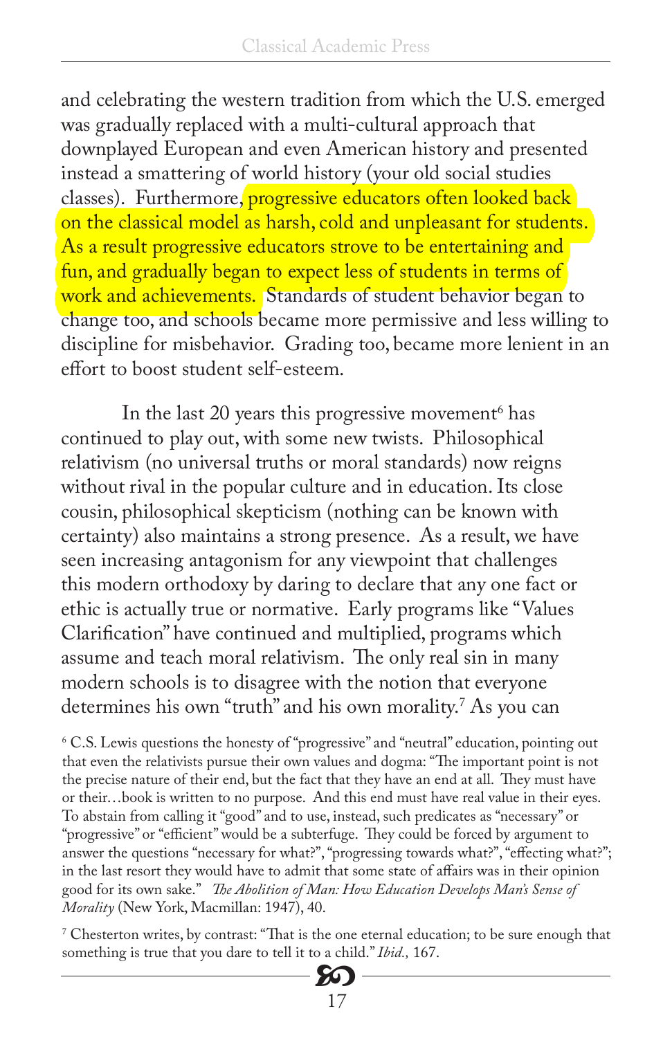and celebrating the western tradition from which the U.S. emerged was gradually replaced with a multi-cultural approach that downplayed European and even American history and presented instead a smattering of world history (your old social studies classes). Furthermore, progressive educators often looked back on the classical model as harsh, cold and unpleasant for students. As a result progressive educators strove to be entertaining and fun, and gradually began to expect less of students in terms of work and achievements. Standards of student behavior began to change too, and schools became more permissive and less willing to discipline for misbehavior. Grading too, became more lenient in an effort to boost student self-esteem.

In the last 20 years this progressive movement[6] has continued to play out, with some new twists. Philosophical relativism (no universal truths or moral standards) now reigns without rival in the popular culture and in education. Its close cousin, philosophical skepticism (nothing can be known with certainty) also maintains a strong presence. As a result, we have seen increasing antagonism for any viewpoint that challenges this modern orthodoxy by daring to declare that any one fact or ethic is actually true or normative. Early programs like "Values Clarification" have continued and multiplied, programs which assume and teach moral relativism. The only real sin in many modern schools is to disagree with the notion that everyone determines his own "truth" and his own morality.[7] As you can

[6] C.S. Lewis questions the honesty of "progressive" and "neutral" education, pointing out that even the relativists pursue their own values and dogma: "The important point is not the precise nature of their end, but the fact that they have an end at all. They must have or their…book is written to no purpose. And this end must have real value in their eyes. To abstain from calling it "good" and to use, instead, such predicates as "necessary" or "progressive" or "efficient" would be a subterfuge. They could be forced by argument to answer the questions "necessary for what?", "progressing towards what?", "effecting what?"; in the last resort they would have to admit that some state of affairs was in their opinion good for its own sake." *The Abolition of Man: How Education Develops Man's Sense of Morality* (New York, Macmillan: 1947), 40.

[7] Chesterton writes, by contrast: "That is the one eternal education; to be sure enough that something is true that you dare to tell it to a child." *Ibid.,* 167.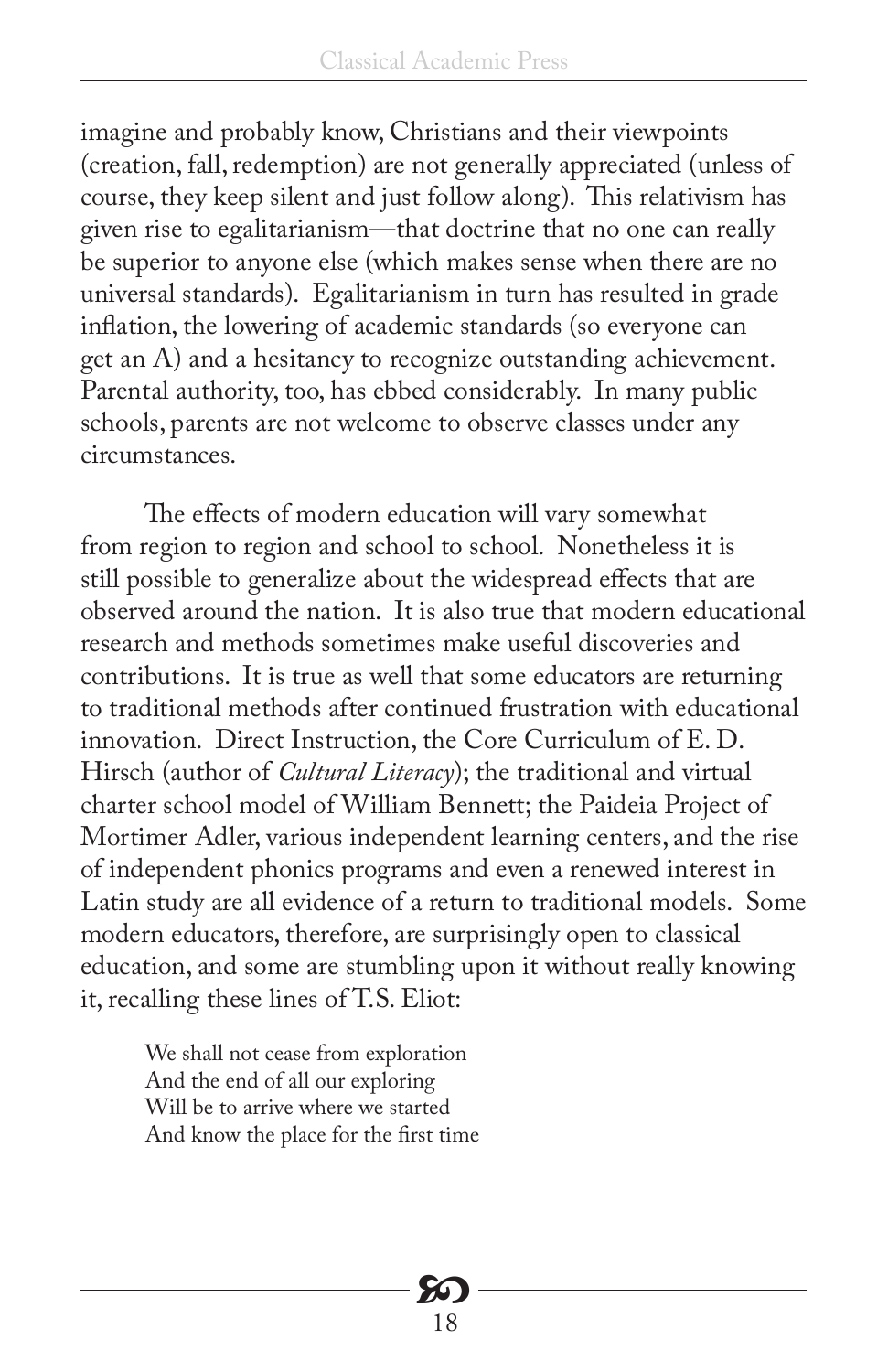imagine and probably know, Christians and their viewpoints (creation, fall, redemption) are not generally appreciated (unless of course, they keep silent and just follow along). This relativism has given rise to egalitarianism—that doctrine that no one can really be superior to anyone else (which makes sense when there are no universal standards). Egalitarianism in turn has resulted in grade inflation, the lowering of academic standards (so everyone can get an A) and a hesitancy to recognize outstanding achievement. Parental authority, too, has ebbed considerably. In many public schools, parents are not welcome to observe classes under any circumstances.

The effects of modern education will vary somewhat from region to region and school to school. Nonetheless it is still possible to generalize about the widespread effects that are observed around the nation. It is also true that modern educational research and methods sometimes make useful discoveries and contributions. It is true as well that some educators are returning to traditional methods after continued frustration with educational innovation. Direct Instruction, the Core Curriculum of E. D. Hirsch (author of *Cultural Literacy*); the traditional and virtual charter school model of William Bennett; the Paideia Project of Mortimer Adler, various independent learning centers, and the rise of independent phonics programs and even a renewed interest in Latin study are all evidence of a return to traditional models. Some modern educators, therefore, are surprisingly open to classical education, and some are stumbling upon it without really knowing it, recalling these lines of T.S. Eliot:

> We shall not cease from exploration
> And the end of all our exploring
> Will be to arrive where we started
> And know the place for the first time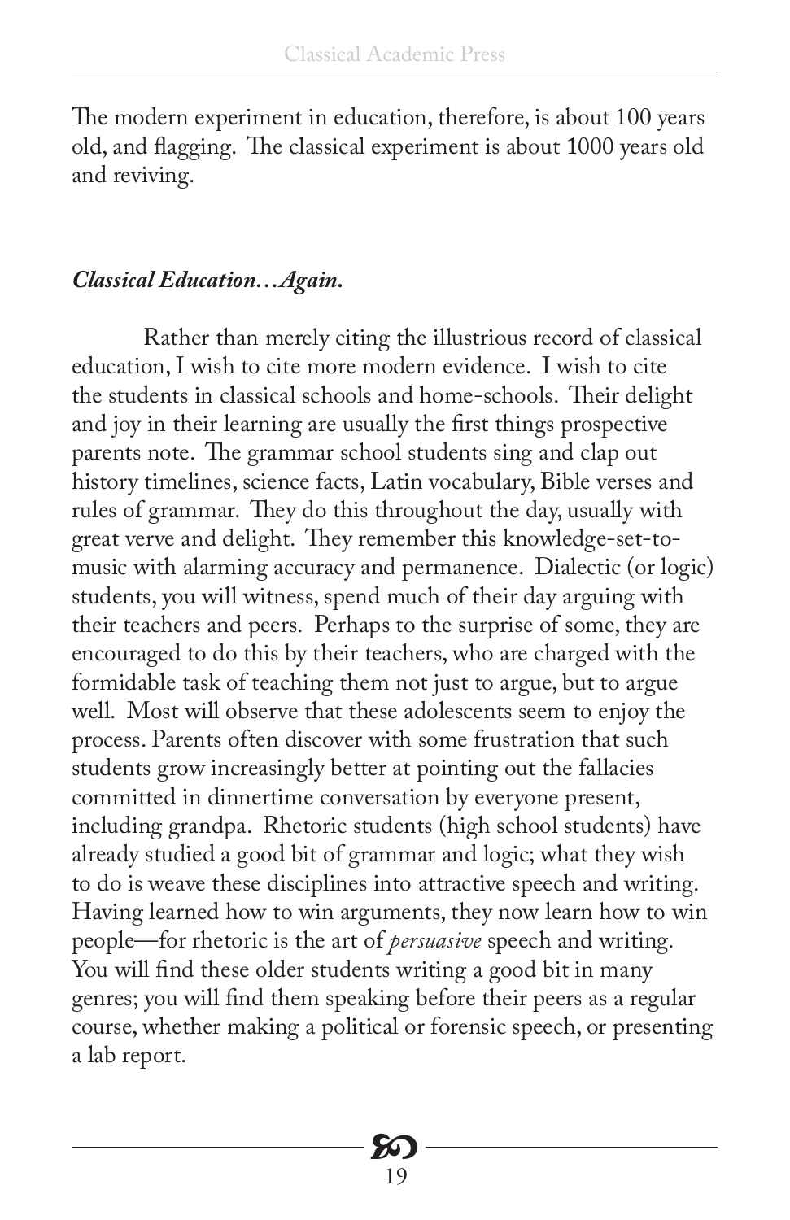The modern experiment in education, therefore, is about 100 years old, and flagging. The classical experiment is about 1000 years old and reviving.

### *Classical Education…Again.*

Rather than merely citing the illustrious record of classical education, I wish to cite more modern evidence. I wish to cite the students in classical schools and home-schools. Their delight and joy in their learning are usually the first things prospective parents note. The grammar school students sing and clap out history timelines, science facts, Latin vocabulary, Bible verses and rules of grammar. They do this throughout the day, usually with great verve and delight. They remember this knowledge-set-to-music with alarming accuracy and permanence. Dialectic (or logic) students, you will witness, spend much of their day arguing with their teachers and peers. Perhaps to the surprise of some, they are encouraged to do this by their teachers, who are charged with the formidable task of teaching them not just to argue, but to argue well. Most will observe that these adolescents seem to enjoy the process. Parents often discover with some frustration that such students grow increasingly better at pointing out the fallacies committed in dinnertime conversation by everyone present, including grandpa. Rhetoric students (high school students) have already studied a good bit of grammar and logic; what they wish to do is weave these disciplines into attractive speech and writing. Having learned how to win arguments, they now learn how to win people—for rhetoric is the art of *persuasive* speech and writing. You will find these older students writing a good bit in many genres; you will find them speaking before their peers as a regular course, whether making a political or forensic speech, or presenting a lab report.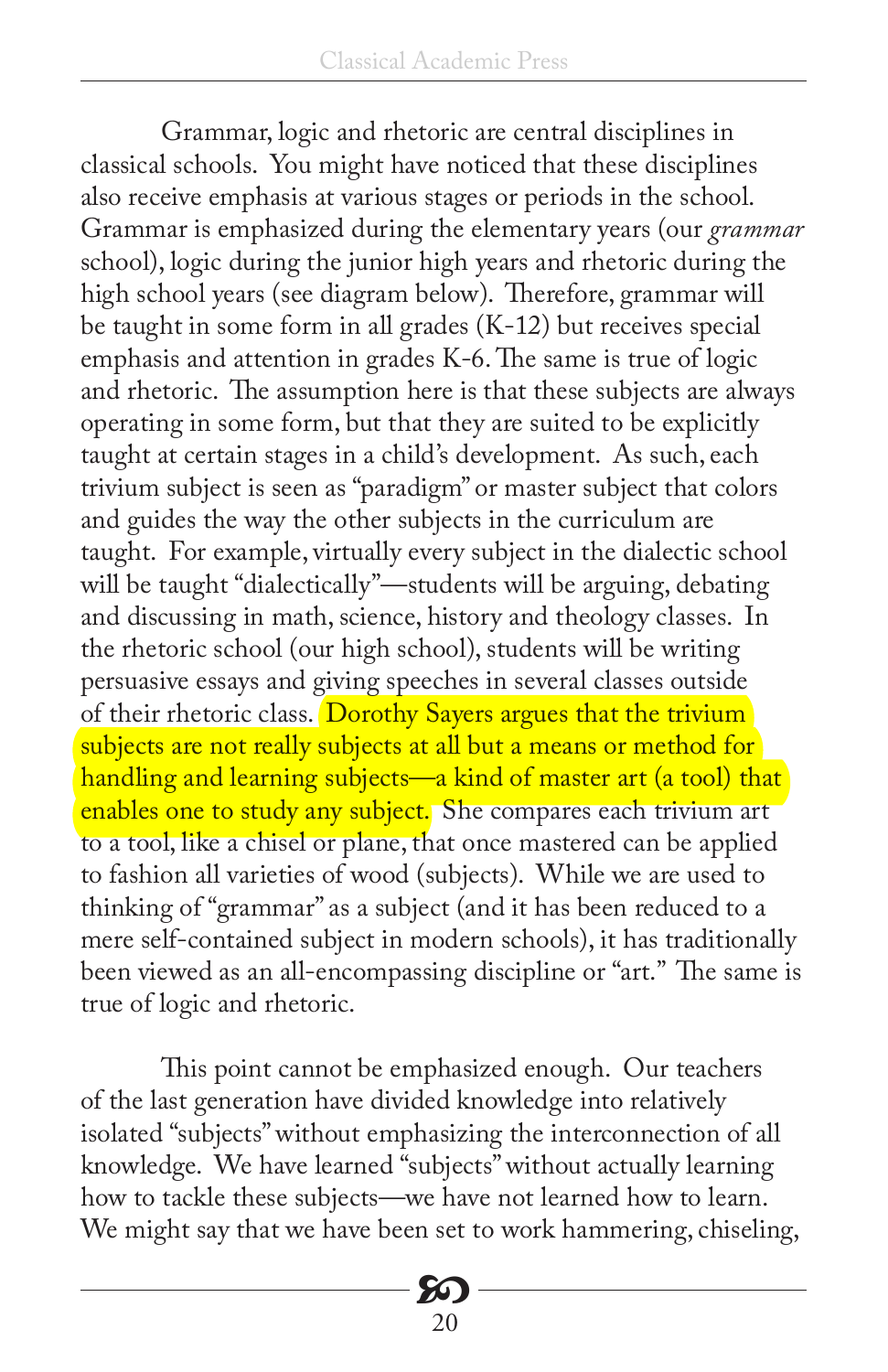Grammar, logic and rhetoric are central disciplines in classical schools. You might have noticed that these disciplines also receive emphasis at various stages or periods in the school. Grammar is emphasized during the elementary years (our *grammar* school), logic during the junior high years and rhetoric during the high school years (see diagram below). Therefore, grammar will be taught in some form in all grades (K-12) but receives special emphasis and attention in grades K-6. The same is true of logic and rhetoric. The assumption here is that these subjects are always operating in some form, but that they are suited to be explicitly taught at certain stages in a child's development. As such, each trivium subject is seen as "paradigm" or master subject that colors and guides the way the other subjects in the curriculum are taught. For example, virtually every subject in the dialectic school will be taught "dialectically"—students will be arguing, debating and discussing in math, science, history and theology classes. In the rhetoric school (our high school), students will be writing persuasive essays and giving speeches in several classes outside of their rhetoric class. Dorothy Sayers argues that the trivium subjects are not really subjects at all but a means or method for handling and learning subjects—a kind of master art (a tool) that enables one to study any subject. She compares each trivium art to a tool, like a chisel or plane, that once mastered can be applied to fashion all varieties of wood (subjects). While we are used to thinking of "grammar" as a subject (and it has been reduced to a mere self-contained subject in modern schools), it has traditionally been viewed as an all-encompassing discipline or "art." The same is true of logic and rhetoric.

This point cannot be emphasized enough. Our teachers of the last generation have divided knowledge into relatively isolated "subjects" without emphasizing the interconnection of all knowledge. We have learned "subjects" without actually learning how to tackle these subjects—we have not learned how to learn. We might say that we have been set to work hammering, chiseling,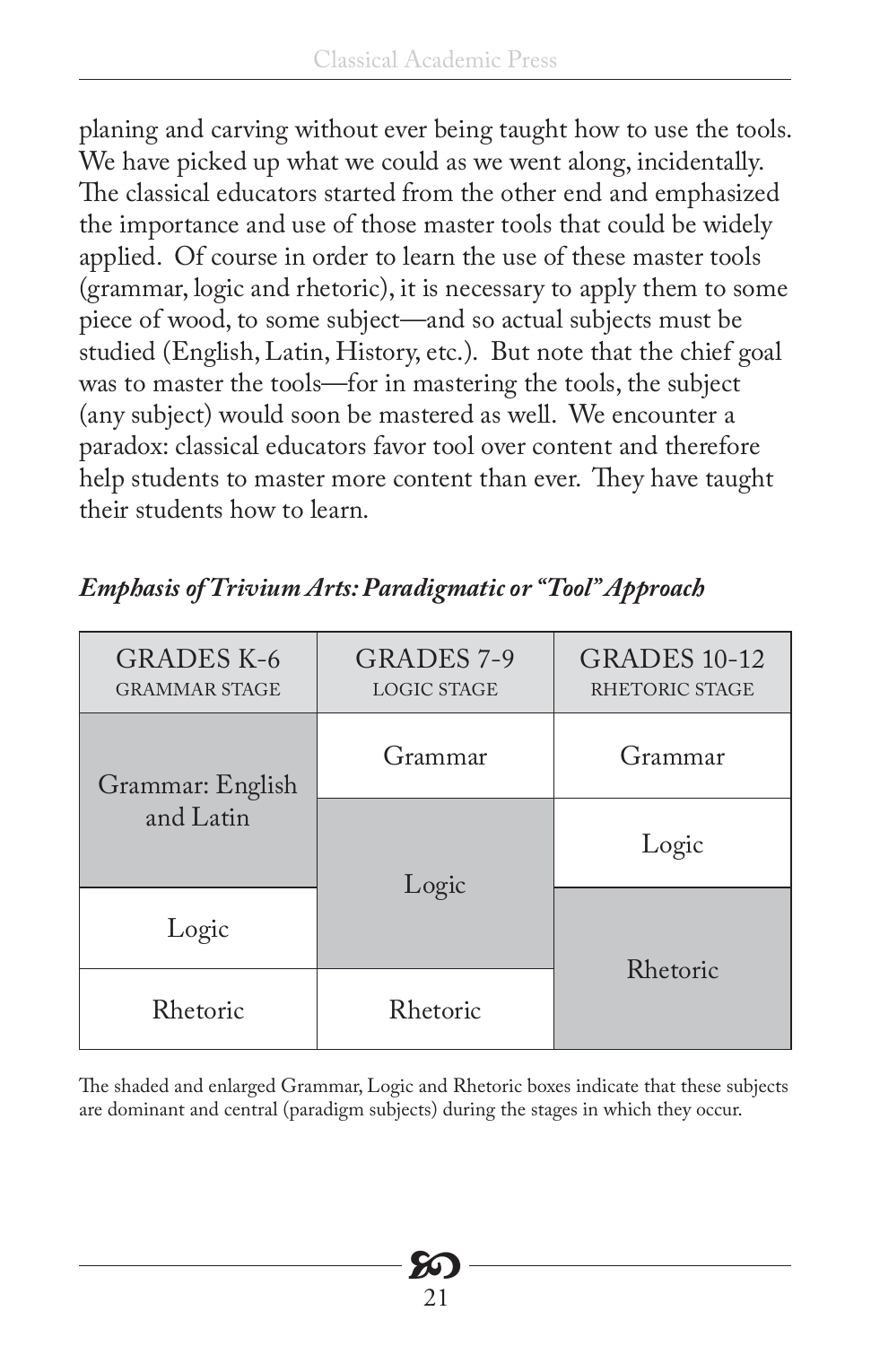planing and carving without ever being taught how to use the tools. We have picked up what we could as we went along, incidentally. The classical educators started from the other end and emphasized the importance and use of those master tools that could be widely applied. Of course in order to learn the use of these master tools (grammar, logic and rhetoric), it is necessary to apply them to some piece of wood, to some subject—and so actual subjects must be studied (English, Latin, History, etc.). But note that the chief goal was to master the tools—for in mastering the tools, the subject (any subject) would soon be mastered as well. We encounter a paradox: classical educators favor tool over content and therefore help students to master more content than ever. They have taught their students how to learn.

***Emphasis of Trivium Arts: Paradigmatic or "Tool" Approach***

| GRADES K-6 GRAMMAR STAGE | GRADES 7-9 LOGIC STAGE | GRADES 10-12 RHETORIC STAGE |
|---|---|---|
| Grammar: English and Latin | Grammar | Grammar |
| | Logic | Logic |
| Logic | | Rhetoric |
| Rhetoric | Rhetoric | |

The shaded and enlarged Grammar, Logic and Rhetoric boxes indicate that these subjects are dominant and central (paradigm subjects) during the stages in which they occur.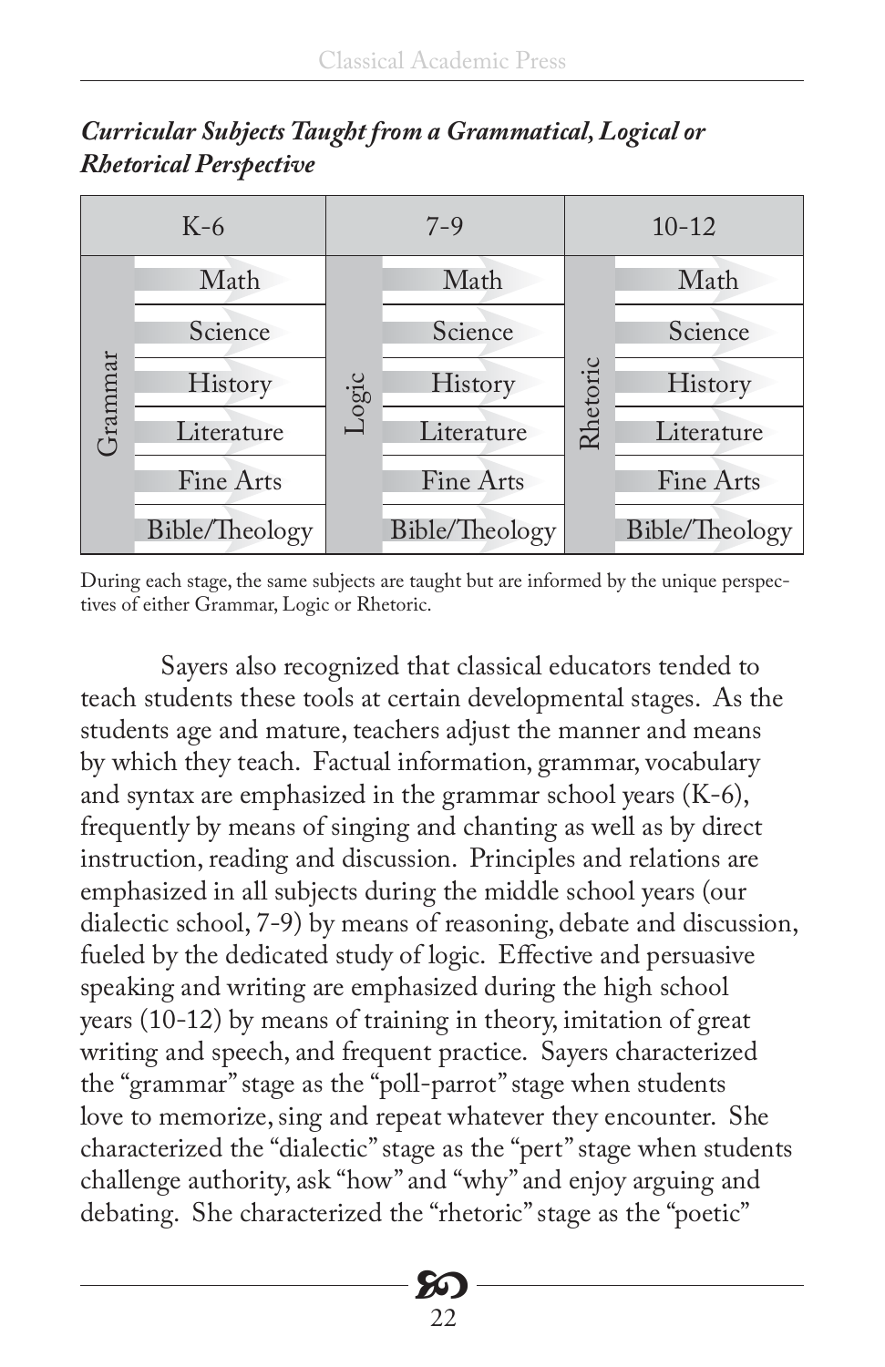*Curricular Subjects Taught from a Grammatical, Logical or Rhetorical Perspective*

| K-6 | | 7-9 | | 10-12 | |
|---|---|---|---|---|---|
| Grammar | Math | Logic | Math | Rhetoric | Math |
| | Science | | Science | | Science |
| | History | | History | | History |
| | Literature | | Literature | | Literature |
| | Fine Arts | | Fine Arts | | Fine Arts |
| | Bible/Theology | | Bible/Theology | | Bible/Theology |

During each stage, the same subjects are taught but are informed by the unique perspectives of either Grammar, Logic or Rhetoric.

Sayers also recognized that classical educators tended to teach students these tools at certain developmental stages. As the students age and mature, teachers adjust the manner and means by which they teach. Factual information, grammar, vocabulary and syntax are emphasized in the grammar school years (K-6), frequently by means of singing and chanting as well as by direct instruction, reading and discussion. Principles and relations are emphasized in all subjects during the middle school years (our dialectic school, 7-9) by means of reasoning, debate and discussion, fueled by the dedicated study of logic. Effective and persuasive speaking and writing are emphasized during the high school years (10-12) by means of training in theory, imitation of great writing and speech, and frequent practice. Sayers characterized the "grammar" stage as the "poll-parrot" stage when students love to memorize, sing and repeat whatever they encounter. She characterized the "dialectic" stage as the "pert" stage when students challenge authority, ask "how" and "why" and enjoy arguing and debating. She characterized the "rhetoric" stage as the "poetic"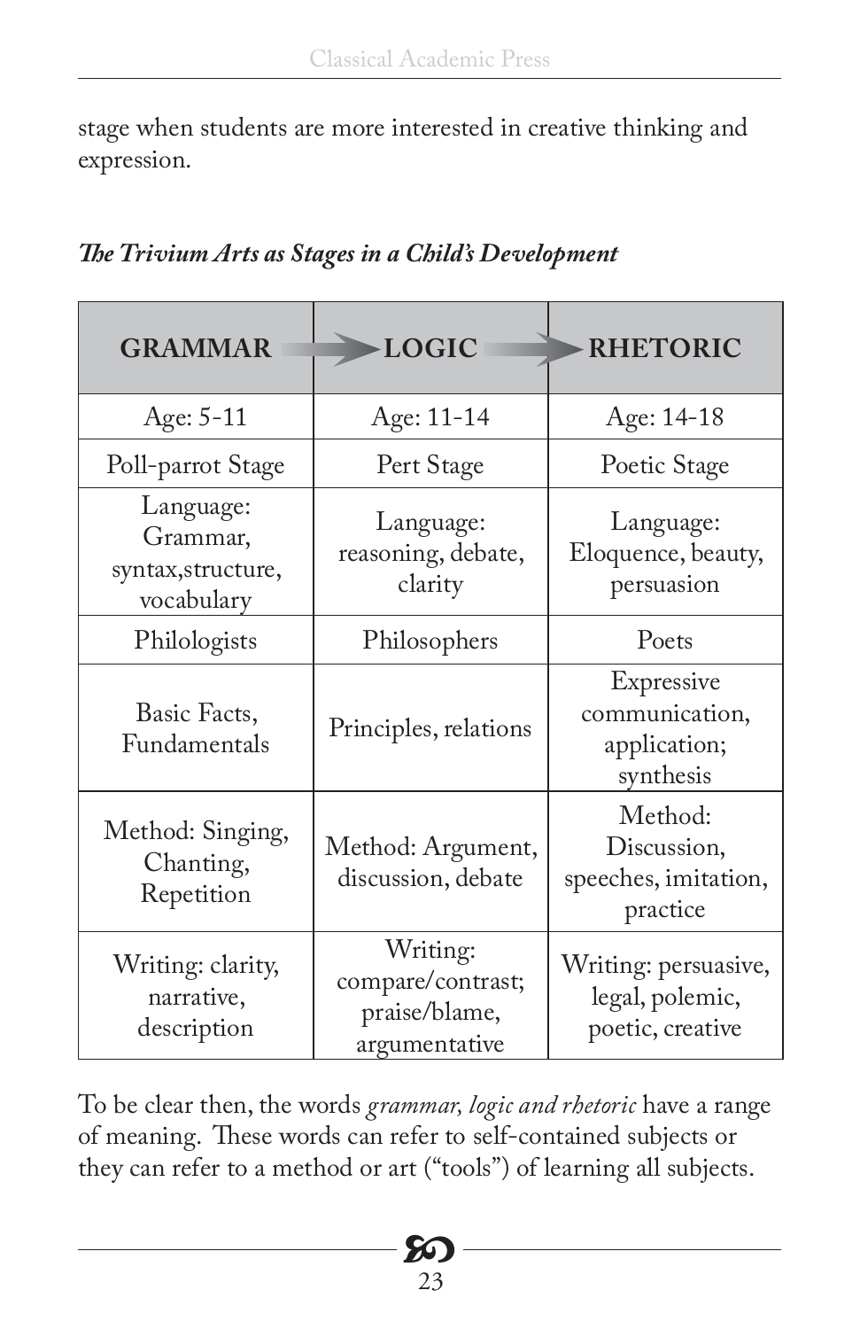stage when students are more interested in creative thinking and expression.

***The Trivium Arts as Stages in a Child's Development***

| GRAMMAR | LOGIC | RHETORIC |
|---|---|---|
| Age: 5-11 | Age: 11-14 | Age: 14-18 |
| Poll-parrot Stage | Pert Stage | Poetic Stage |
| Language: Grammar, syntax,structure, vocabulary | Language: reasoning, debate, clarity | Language: Eloquence, beauty, persuasion |
| Philologists | Philosophers | Poets |
| Basic Facts, Fundamentals | Principles, relations | Expressive communication, application; synthesis |
| Method: Singing, Chanting, Repetition | Method: Argument, discussion, debate | Method: Discussion, speeches, imitation, practice |
| Writing: clarity, narrative, description | Writing: compare/contrast; praise/blame, argumentative | Writing: persuasive, legal, polemic, poetic, creative |

To be clear then, the words *grammar, logic and rhetoric* have a range of meaning. These words can refer to self-contained subjects or they can refer to a method or art ("tools") of learning all subjects.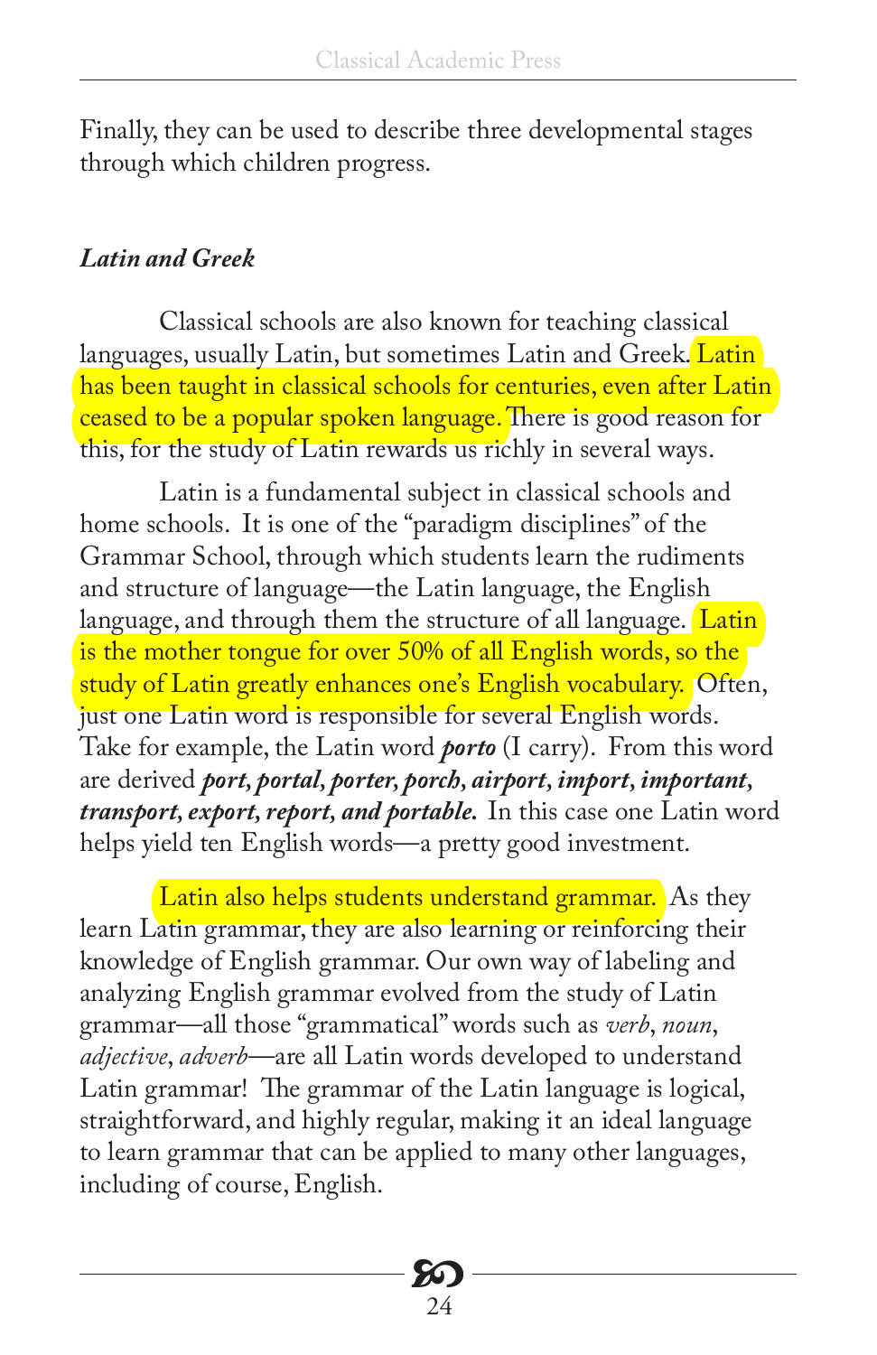Finally, they can be used to describe three developmental stages through which children progress.

***Latin and Greek***

Classical schools are also known for teaching classical languages, usually Latin, but sometimes Latin and Greek. Latin has been taught in classical schools for centuries, even after Latin ceased to be a popular spoken language. There is good reason for this, for the study of Latin rewards us richly in several ways.

Latin is a fundamental subject in classical schools and home schools. It is one of the "paradigm disciplines" of the Grammar School, through which students learn the rudiments and structure of language—the Latin language, the English language, and through them the structure of all language. Latin is the mother tongue for over 50% of all English words, so the study of Latin greatly enhances one's English vocabulary. Often, just one Latin word is responsible for several English words. Take for example, the Latin word ***porto*** (I carry). From this word are derived ***port, portal, porter, porch, airport, import, important, transport, export, report, and portable.*** In this case one Latin word helps yield ten English words—a pretty good investment.

Latin also helps students understand grammar. As they learn Latin grammar, they are also learning or reinforcing their knowledge of English grammar. Our own way of labeling and analyzing English grammar evolved from the study of Latin grammar—all those "grammatical" words such as *verb*, *noun*, *adjective*, *adverb*—are all Latin words developed to understand Latin grammar! The grammar of the Latin language is logical, straightforward, and highly regular, making it an ideal language to learn grammar that can be applied to many other languages, including of course, English.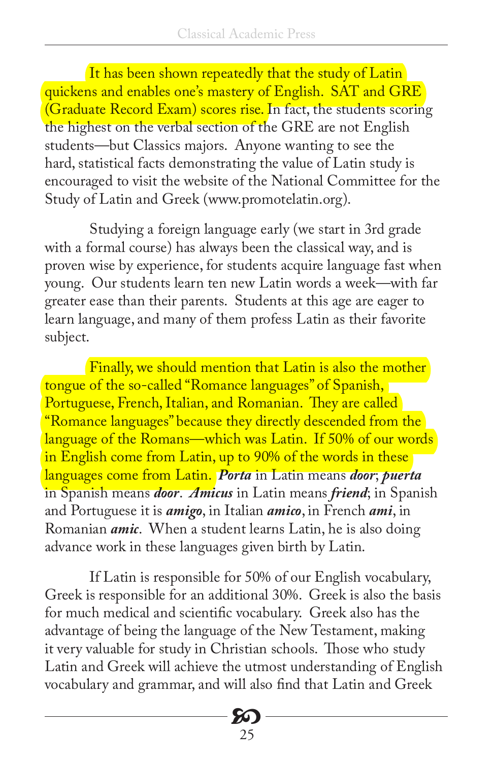It has been shown repeatedly that the study of Latin quickens and enables one's mastery of English. SAT and GRE (Graduate Record Exam) scores rise. In fact, the students scoring the highest on the verbal section of the GRE are not English students—but Classics majors. Anyone wanting to see the hard, statistical facts demonstrating the value of Latin study is encouraged to visit the website of the National Committee for the Study of Latin and Greek (www.promotelatin.org).

Studying a foreign language early (we start in 3rd grade with a formal course) has always been the classical way, and is proven wise by experience, for students acquire language fast when young. Our students learn ten new Latin words a week—with far greater ease than their parents. Students at this age are eager to learn language, and many of them profess Latin as their favorite subject.

Finally, we should mention that Latin is also the mother tongue of the so-called "Romance languages" of Spanish, Portuguese, French, Italian, and Romanian. They are called "Romance languages" because they directly descended from the language of the Romans—which was Latin. If 50% of our words in English come from Latin, up to 90% of the words in these languages come from Latin. ***Porta*** in Latin means ***door***; ***puerta*** in Spanish means ***door***. ***Amicus*** in Latin means ***friend***; in Spanish and Portuguese it is ***amigo***, in Italian ***amico***, in French ***ami***, in Romanian ***amic***. When a student learns Latin, he is also doing advance work in these languages given birth by Latin.

If Latin is responsible for 50% of our English vocabulary, Greek is responsible for an additional 30%. Greek is also the basis for much medical and scientific vocabulary. Greek also has the advantage of being the language of the New Testament, making it very valuable for study in Christian schools. Those who study Latin and Greek will achieve the utmost understanding of English vocabulary and grammar, and will also find that Latin and Greek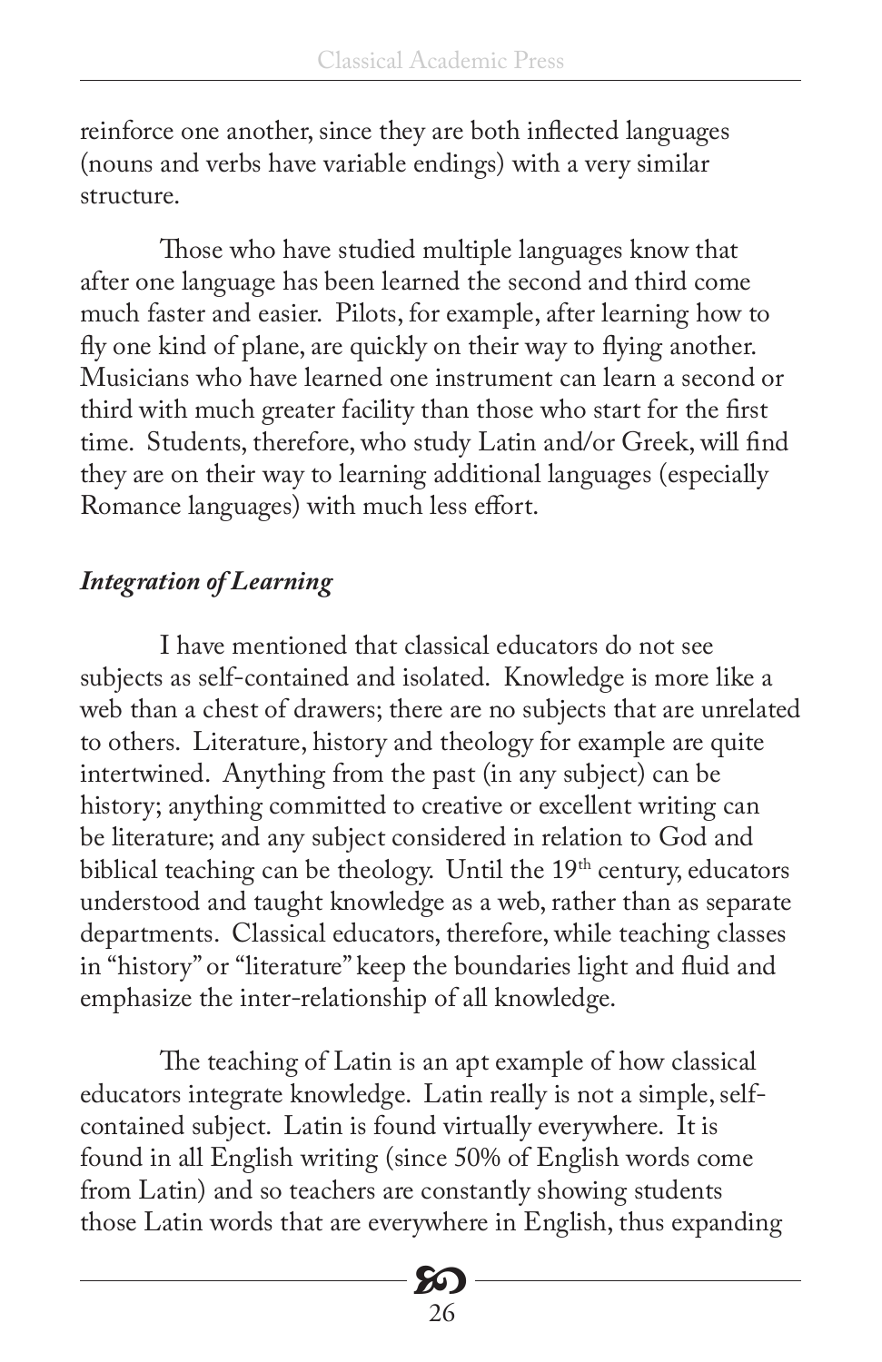reinforce one another, since they are both inflected languages (nouns and verbs have variable endings) with a very similar structure.

Those who have studied multiple languages know that after one language has been learned the second and third come much faster and easier. Pilots, for example, after learning how to fly one kind of plane, are quickly on their way to flying another. Musicians who have learned one instrument can learn a second or third with much greater facility than those who start for the first time. Students, therefore, who study Latin and/or Greek, will find they are on their way to learning additional languages (especially Romance languages) with much less effort.

### *Integration of Learning*

I have mentioned that classical educators do not see subjects as self-contained and isolated. Knowledge is more like a web than a chest of drawers; there are no subjects that are unrelated to others. Literature, history and theology for example are quite intertwined. Anything from the past (in any subject) can be history; anything committed to creative or excellent writing can be literature; and any subject considered in relation to God and biblical teaching can be theology. Until the 19th century, educators understood and taught knowledge as a web, rather than as separate departments. Classical educators, therefore, while teaching classes in "history" or "literature" keep the boundaries light and fluid and emphasize the inter-relationship of all knowledge.

The teaching of Latin is an apt example of how classical educators integrate knowledge. Latin really is not a simple, self-contained subject. Latin is found virtually everywhere. It is found in all English writing (since 50% of English words come from Latin) and so teachers are constantly showing students those Latin words that are everywhere in English, thus expanding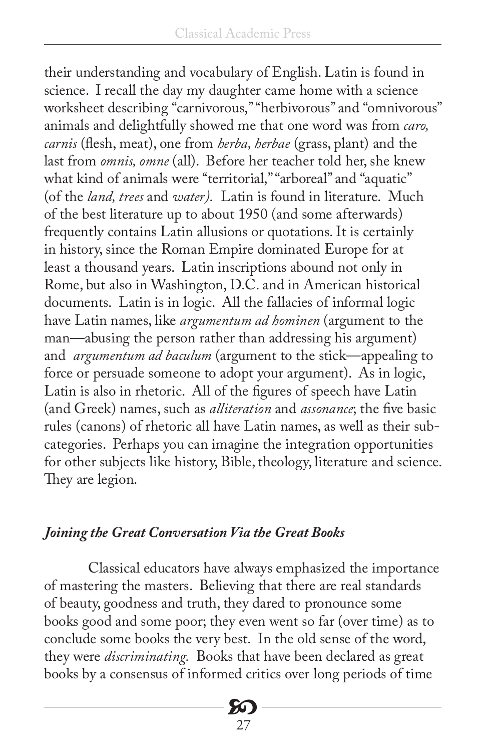their understanding and vocabulary of English. Latin is found in science. I recall the day my daughter came home with a science worksheet describing "carnivorous," "herbivorous" and "omnivorous" animals and delightfully showed me that one word was from *caro, carnis* (flesh, meat), one from *herba, herbae* (grass, plant) and the last from *omnis, omne* (all). Before her teacher told her, she knew what kind of animals were "territorial," "arboreal" and "aquatic" (of the *land, trees* and *water).* Latin is found in literature. Much of the best literature up to about 1950 (and some afterwards) frequently contains Latin allusions or quotations. It is certainly in history, since the Roman Empire dominated Europe for at least a thousand years. Latin inscriptions abound not only in Rome, but also in Washington, D.C. and in American historical documents. Latin is in logic. All the fallacies of informal logic have Latin names, like *argumentum ad hominen* (argument to the man—abusing the person rather than addressing his argument) and *argumentum ad baculum* (argument to the stick—appealing to force or persuade someone to adopt your argument). As in logic, Latin is also in rhetoric. All of the figures of speech have Latin (and Greek) names, such as *alliteration* and *assonance*; the five basic rules (canons) of rhetoric all have Latin names, as well as their sub-categories. Perhaps you can imagine the integration opportunities for other subjects like history, Bible, theology, literature and science. They are legion.

### *Joining the Great Conversation Via the Great Books*

Classical educators have always emphasized the importance of mastering the masters. Believing that there are real standards of beauty, goodness and truth, they dared to pronounce some books good and some poor; they even went so far (over time) as to conclude some books the very best. In the old sense of the word, they were *discriminating.* Books that have been declared as great books by a consensus of informed critics over long periods of time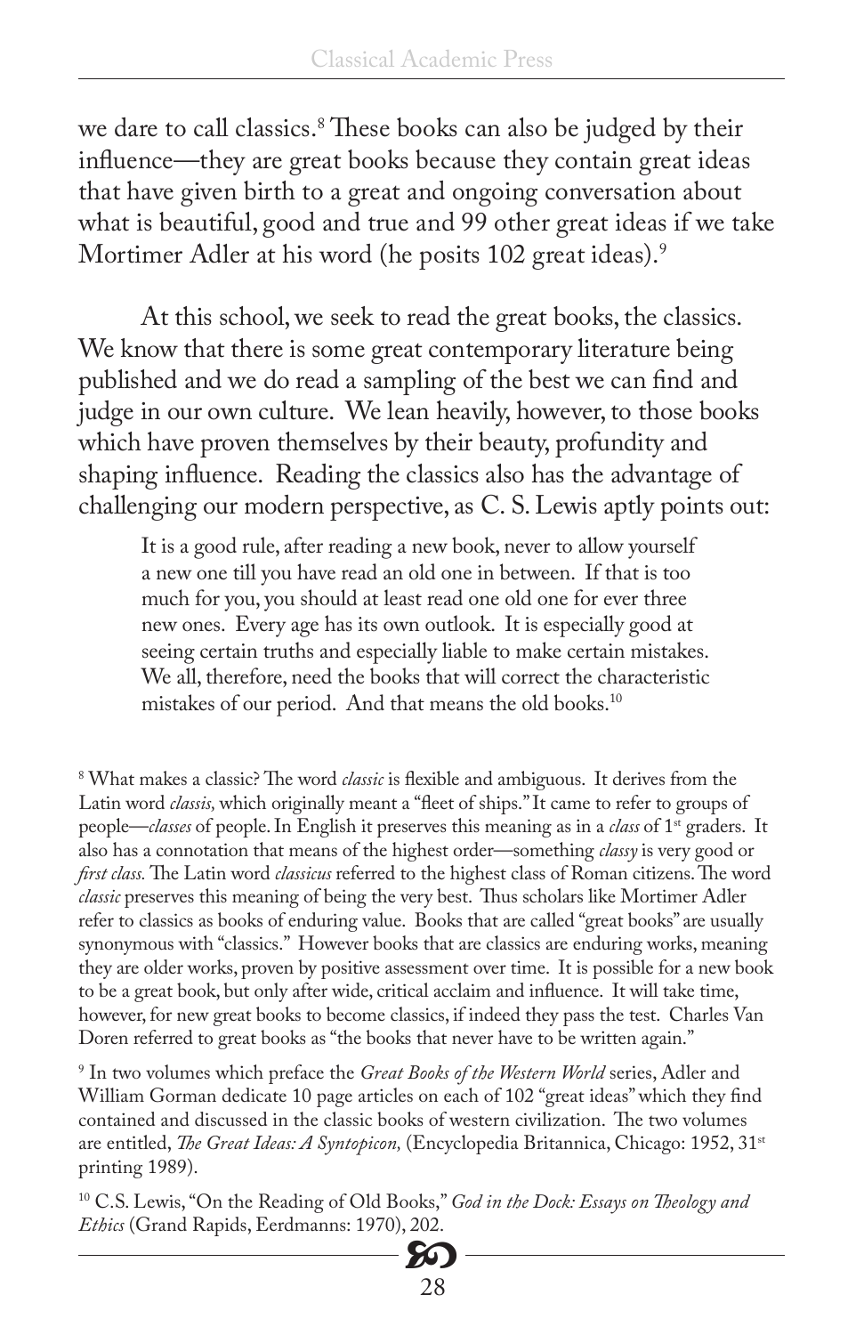we dare to call classics.[8] These books can also be judged by their influence—they are great books because they contain great ideas that have given birth to a great and ongoing conversation about what is beautiful, good and true and 99 other great ideas if we take Mortimer Adler at his word (he posits 102 great ideas).[9]

At this school, we seek to read the great books, the classics. We know that there is some great contemporary literature being published and we do read a sampling of the best we can find and judge in our own culture. We lean heavily, however, to those books which have proven themselves by their beauty, profundity and shaping influence. Reading the classics also has the advantage of challenging our modern perspective, as C. S. Lewis aptly points out:

> It is a good rule, after reading a new book, never to allow yourself a new one till you have read an old one in between. If that is too much for you, you should at least read one old one for ever three new ones. Every age has its own outlook. It is especially good at seeing certain truths and especially liable to make certain mistakes. We all, therefore, need the books that will correct the characteristic mistakes of our period. And that means the old books.[10]

[8] What makes a classic? The word *classic* is flexible and ambiguous. It derives from the Latin word *classis,* which originally meant a "fleet of ships." It came to refer to groups of people—*classes* of people. In English it preserves this meaning as in a *class* of 1st graders. It also has a connotation that means of the highest order—something *classy* is very good or *first class.* The Latin word *classicus* referred to the highest class of Roman citizens. The word *classic* preserves this meaning of being the very best. Thus scholars like Mortimer Adler refer to classics as books of enduring value. Books that are called "great books" are usually synonymous with "classics." However books that are classics are enduring works, meaning they are older works, proven by positive assessment over time. It is possible for a new book to be a great book, but only after wide, critical acclaim and influence. It will take time, however, for new great books to become classics, if indeed they pass the test. Charles Van Doren referred to great books as "the books that never have to be written again."

[9] In two volumes which preface the *Great Books of the Western World* series, Adler and William Gorman dedicate 10 page articles on each of 102 "great ideas" which they find contained and discussed in the classic books of western civilization. The two volumes are entitled, *The Great Ideas: A Syntopicon,* (Encyclopedia Britannica, Chicago: 1952, 31st printing 1989).

[10] C.S. Lewis, "On the Reading of Old Books," *God in the Dock: Essays on Theology and Ethics* (Grand Rapids, Eerdmanns: 1970), 202.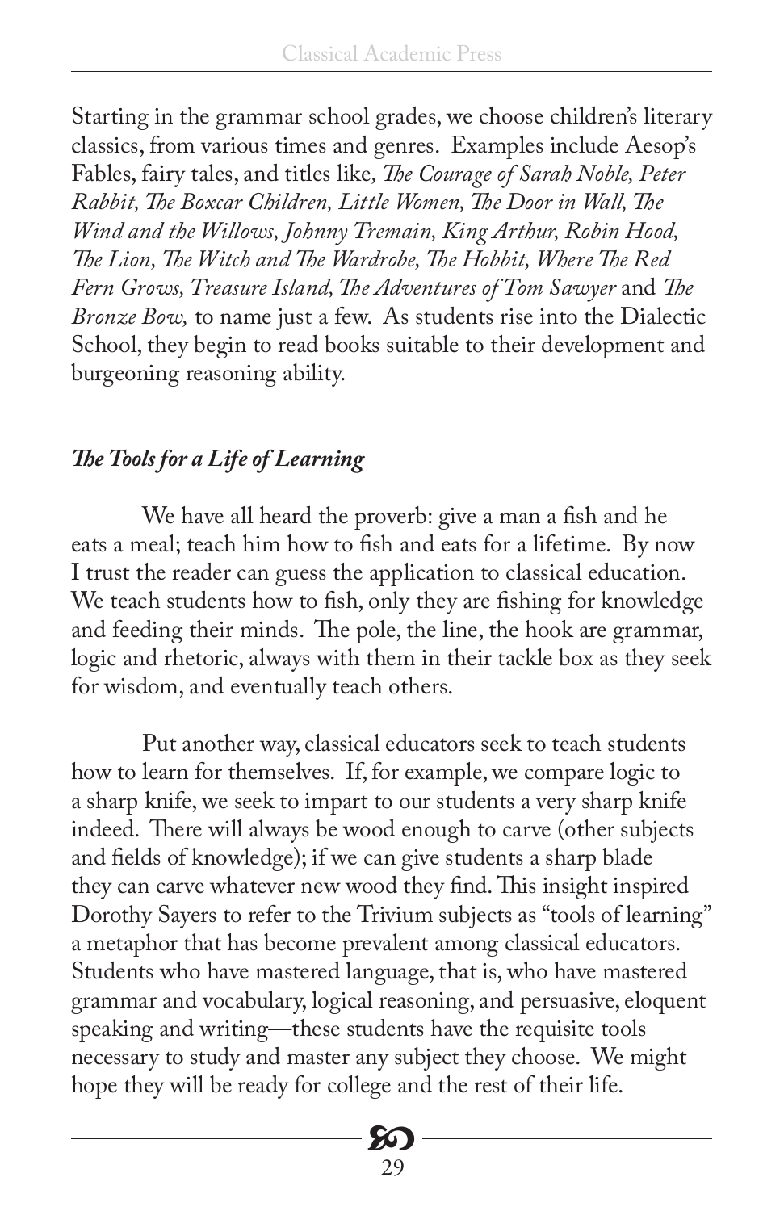Starting in the grammar school grades, we choose children's literary classics, from various times and genres. Examples include Aesop's Fables, fairy tales, and titles like, *The Courage of Sarah Noble, Peter Rabbit, The Boxcar Children, Little Women, The Door in Wall, The Wind and the Willows, Johnny Tremain, King Arthur, Robin Hood, The Lion, The Witch and The Wardrobe, The Hobbit, Where The Red Fern Grows, Treasure Island, The Adventures of Tom Sawyer* and *The Bronze Bow,* to name just a few. As students rise into the Dialectic School, they begin to read books suitable to their development and burgeoning reasoning ability.

***The Tools for a Life of Learning***

We have all heard the proverb: give a man a fish and he eats a meal; teach him how to fish and eats for a lifetime. By now I trust the reader can guess the application to classical education. We teach students how to fish, only they are fishing for knowledge and feeding their minds. The pole, the line, the hook are grammar, logic and rhetoric, always with them in their tackle box as they seek for wisdom, and eventually teach others.

Put another way, classical educators seek to teach students how to learn for themselves. If, for example, we compare logic to a sharp knife, we seek to impart to our students a very sharp knife indeed. There will always be wood enough to carve (other subjects and fields of knowledge); if we can give students a sharp blade they can carve whatever new wood they find. This insight inspired Dorothy Sayers to refer to the Trivium subjects as "tools of learning" a metaphor that has become prevalent among classical educators. Students who have mastered language, that is, who have mastered grammar and vocabulary, logical reasoning, and persuasive, eloquent speaking and writing—these students have the requisite tools necessary to study and master any subject they choose. We might hope they will be ready for college and the rest of their life.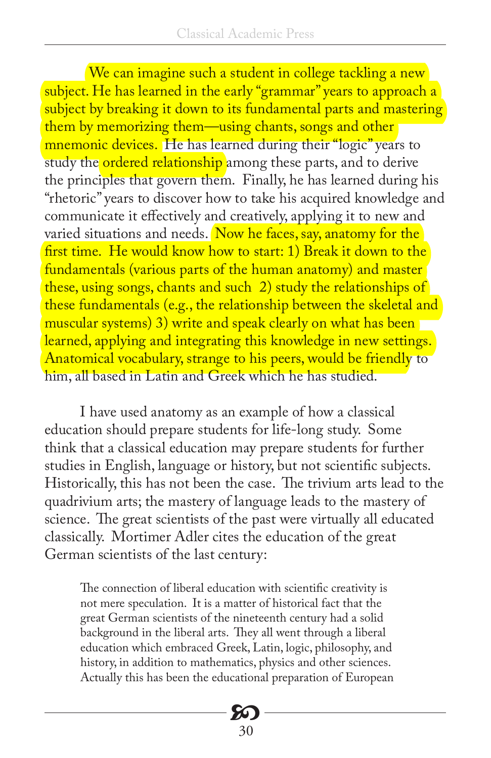We can imagine such a student in college tackling a new subject. He has learned in the early "grammar" years to approach a subject by breaking it down to its fundamental parts and mastering them by memorizing them—using chants, songs and other mnemonic devices. He has learned during their "logic" years to study the ordered relationship among these parts, and to derive the principles that govern them. Finally, he has learned during his "rhetoric" years to discover how to take his acquired knowledge and communicate it effectively and creatively, applying it to new and varied situations and needs. Now he faces, say, anatomy for the first time. He would know how to start: 1) Break it down to the fundamentals (various parts of the human anatomy) and master these, using songs, chants and such 2) study the relationships of these fundamentals (e.g., the relationship between the skeletal and muscular systems) 3) write and speak clearly on what has been learned, applying and integrating this knowledge in new settings. Anatomical vocabulary, strange to his peers, would be friendly to him, all based in Latin and Greek which he has studied.

I have used anatomy as an example of how a classical education should prepare students for life-long study. Some think that a classical education may prepare students for further studies in English, language or history, but not scientific subjects. Historically, this has not been the case. The trivium arts lead to the quadrivium arts; the mastery of language leads to the mastery of science. The great scientists of the past were virtually all educated classically. Mortimer Adler cites the education of the great German scientists of the last century:

> The connection of liberal education with scientific creativity is not mere speculation. It is a matter of historical fact that the great German scientists of the nineteenth century had a solid background in the liberal arts. They all went through a liberal education which embraced Greek, Latin, logic, philosophy, and history, in addition to mathematics, physics and other sciences. Actually this has been the educational preparation of European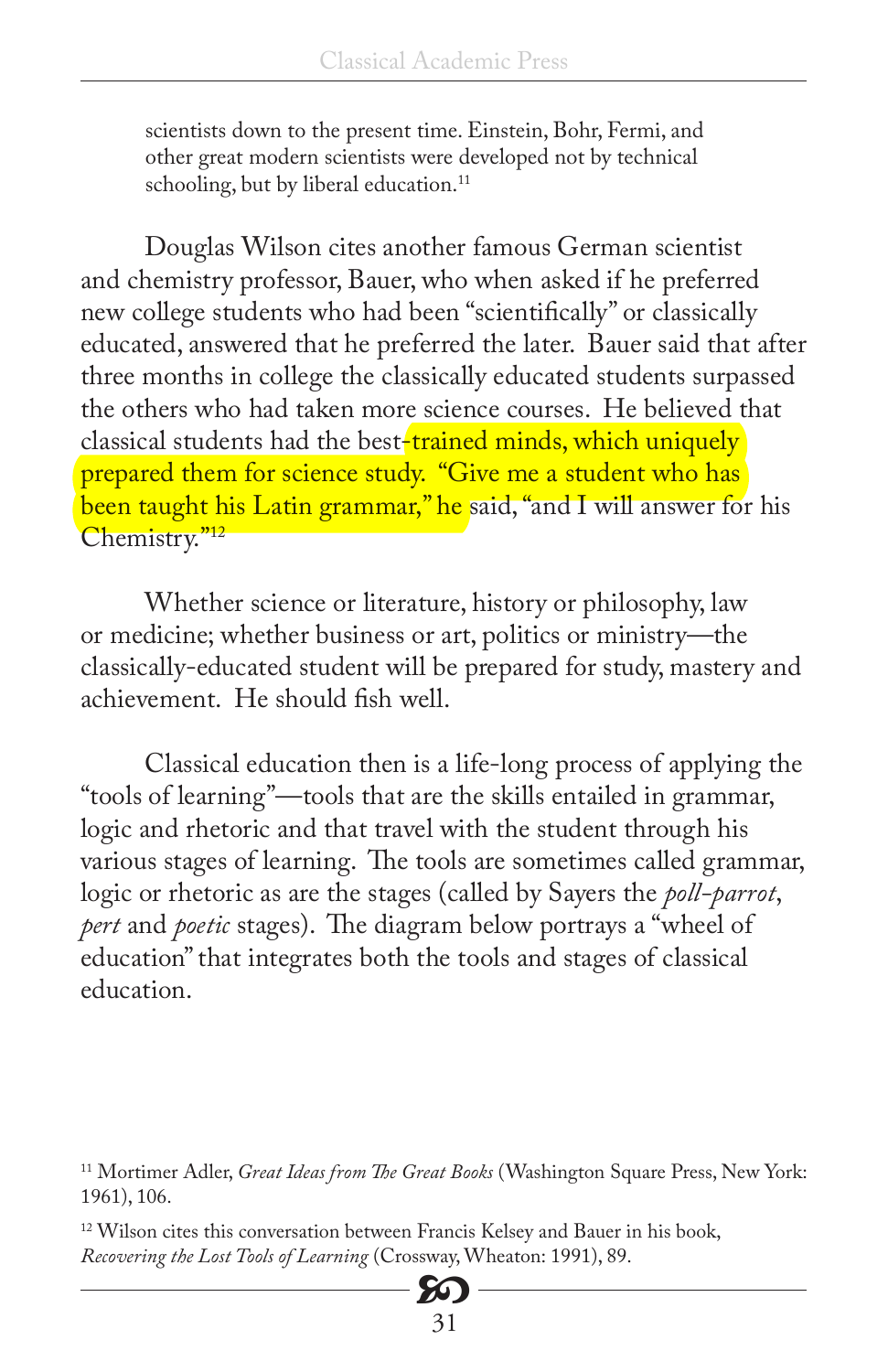> scientists down to the present time. Einstein, Bohr, Fermi, and other great modern scientists were developed not by technical schooling, but by liberal education.[11]

Douglas Wilson cites another famous German scientist and chemistry professor, Bauer, who when asked if he preferred new college students who had been "scientifically" or classically educated, answered that he preferred the later. Bauer said that after three months in college the classically educated students surpassed the others who had taken more science courses. He believed that classical students had the best-trained minds, which uniquely prepared them for science study. "Give me a student who has been taught his Latin grammar," he said, "and I will answer for his Chemistry."[12]

Whether science or literature, history or philosophy, law or medicine; whether business or art, politics or ministry—the classically-educated student will be prepared for study, mastery and achievement. He should fish well.

Classical education then is a life-long process of applying the "tools of learning"—tools that are the skills entailed in grammar, logic and rhetoric and that travel with the student through his various stages of learning. The tools are sometimes called grammar, logic or rhetoric as are the stages (called by Sayers the *poll-parrot*, *pert* and *poetic* stages). The diagram below portrays a "wheel of education" that integrates both the tools and stages of classical education.

---

[11] Mortimer Adler, *Great Ideas from The Great Books* (Washington Square Press, New York: 1961), 106.

[12] Wilson cites this conversation between Francis Kelsey and Bauer in his book, *Recovering the Lost Tools of Learning* (Crossway, Wheaton: 1991), 89.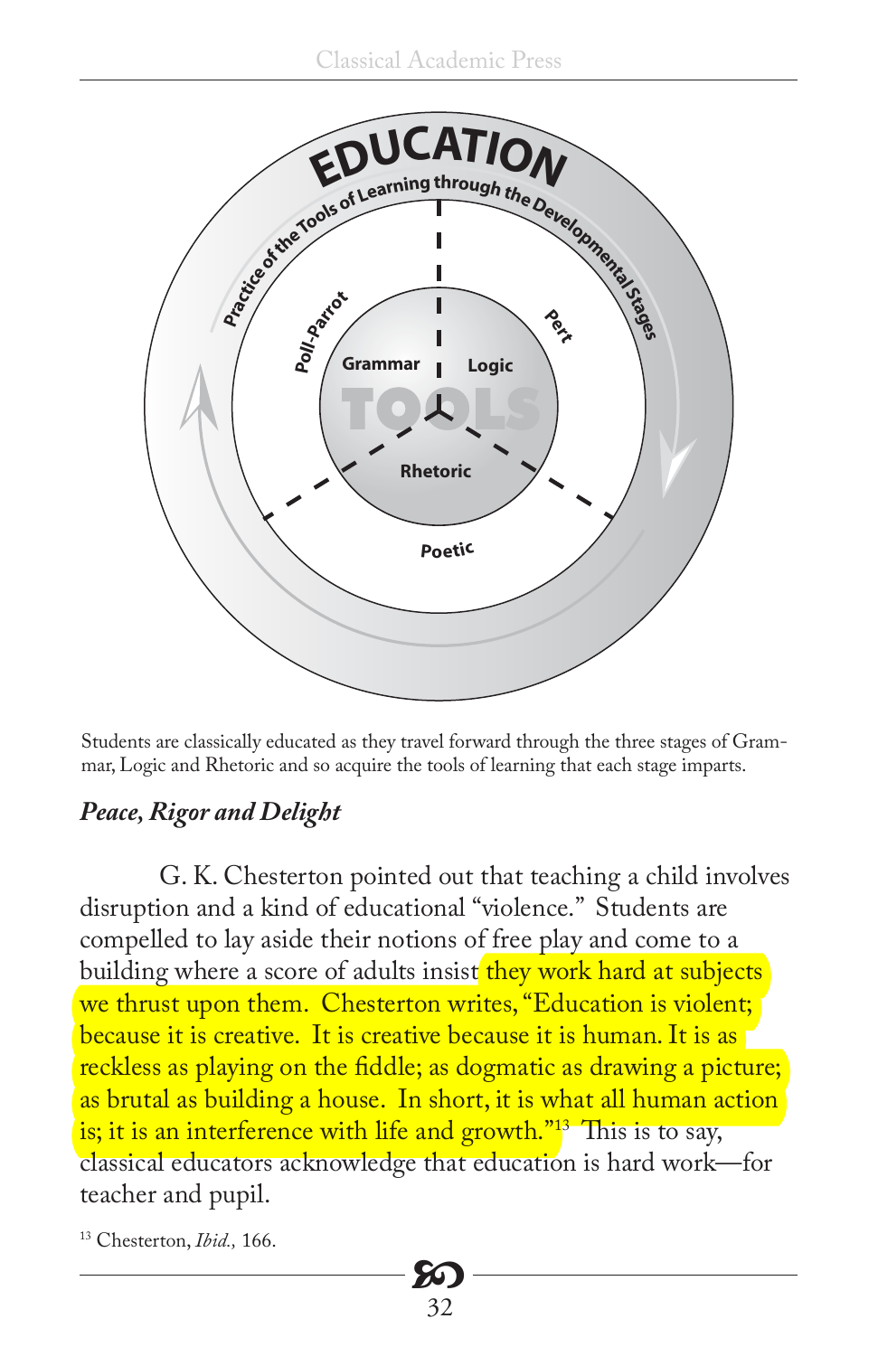Students are classically educated as they travel forward through the three stages of Grammar, Logic and Rhetoric and so acquire the tools of learning that each stage imparts.

### *Peace, Rigor and Delight*

G. K. Chesterton pointed out that teaching a child involves disruption and a kind of educational "violence." Students are compelled to lay aside their notions of free play and come to a building where a score of adults insist they work hard at subjects we thrust upon them. Chesterton writes, "Education is violent; because it is creative. It is creative because it is human. It is as reckless as playing on the fiddle; as dogmatic as drawing a picture; as brutal as building a house. In short, it is what all human action is; it is an interference with life and growth."[13] This is to say, classical educators acknowledge that education is hard work—for teacher and pupil.

[13] Chesterton, *Ibid.,* 166.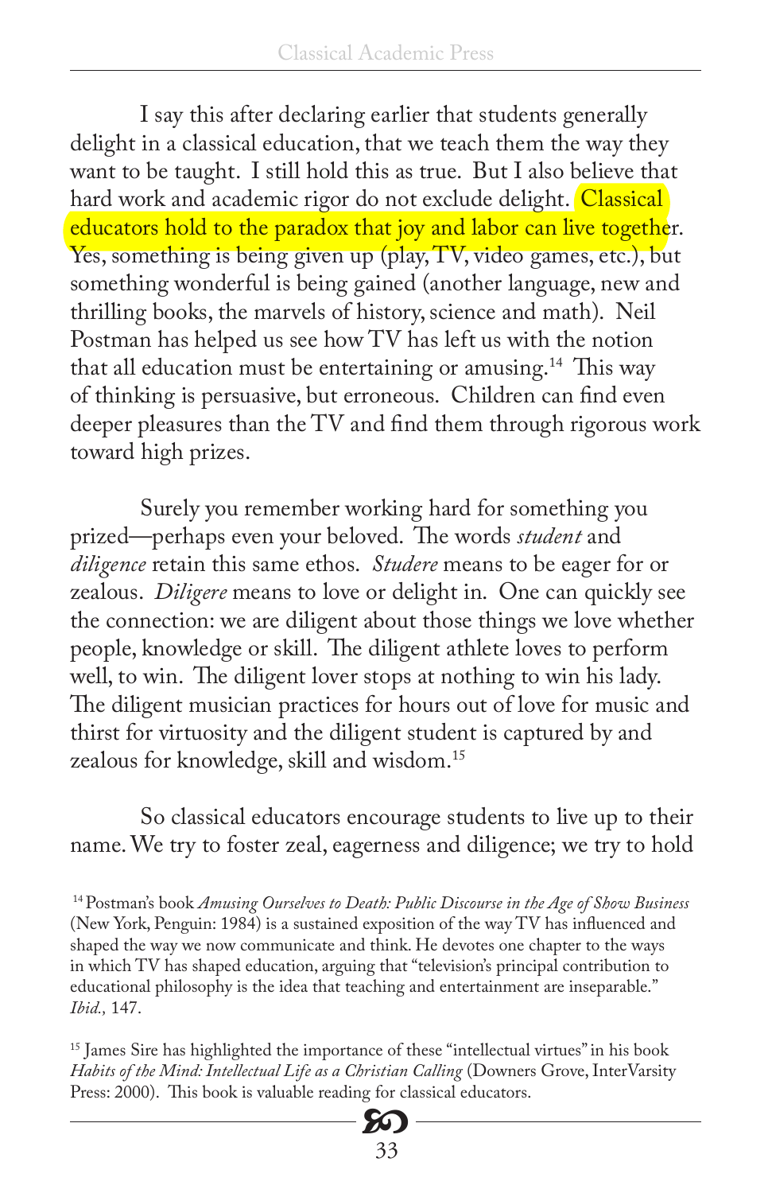I say this after declaring earlier that students generally delight in a classical education, that we teach them the way they want to be taught. I still hold this as true. But I also believe that hard work and academic rigor do not exclude delight. Classical educators hold to the paradox that joy and labor can live together. Yes, something is being given up (play, TV, video games, etc.), but something wonderful is being gained (another language, new and thrilling books, the marvels of history, science and math). Neil Postman has helped us see how TV has left us with the notion that all education must be entertaining or amusing.[14] This way of thinking is persuasive, but erroneous. Children can find even deeper pleasures than the TV and find them through rigorous work toward high prizes.

Surely you remember working hard for something you prized—perhaps even your beloved. The words *student* and *diligence* retain this same ethos. *Studere* means to be eager for or zealous. *Diligere* means to love or delight in. One can quickly see the connection: we are diligent about those things we love whether people, knowledge or skill. The diligent athlete loves to perform well, to win. The diligent lover stops at nothing to win his lady. The diligent musician practices for hours out of love for music and thirst for virtuosity and the diligent student is captured by and zealous for knowledge, skill and wisdom.[15]

So classical educators encourage students to live up to their name. We try to foster zeal, eagerness and diligence; we try to hold

[14] Postman's book *Amusing Ourselves to Death: Public Discourse in the Age of Show Business* (New York, Penguin: 1984) is a sustained exposition of the way TV has influenced and shaped the way we now communicate and think. He devotes one chapter to the ways in which TV has shaped education, arguing that "television's principal contribution to educational philosophy is the idea that teaching and entertainment are inseparable." *Ibid.,* 147.

[15] James Sire has highlighted the importance of these "intellectual virtues" in his book *Habits of the Mind: Intellectual Life as a Christian Calling* (Downers Grove, InterVarsity Press: 2000). This book is valuable reading for classical educators.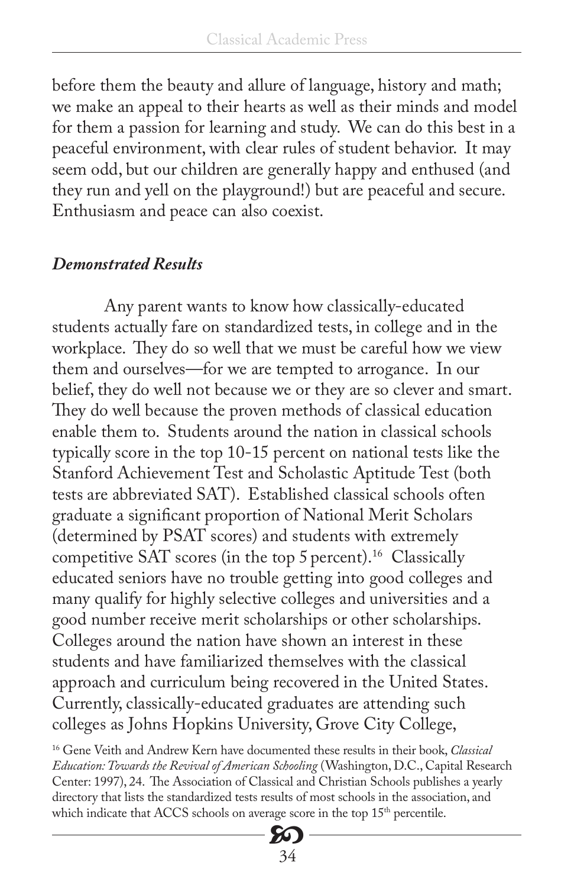before them the beauty and allure of language, history and math; we make an appeal to their hearts as well as their minds and model for them a passion for learning and study. We can do this best in a peaceful environment, with clear rules of student behavior. It may seem odd, but our children are generally happy and enthused (and they run and yell on the playground!) but are peaceful and secure. Enthusiasm and peace can also coexist.

### *Demonstrated Results*

Any parent wants to know how classically-educated students actually fare on standardized tests, in college and in the workplace. They do so well that we must be careful how we view them and ourselves—for we are tempted to arrogance. In our belief, they do well not because we or they are so clever and smart. They do well because the proven methods of classical education enable them to. Students around the nation in classical schools typically score in the top 10-15 percent on national tests like the Stanford Achievement Test and Scholastic Aptitude Test (both tests are abbreviated SAT). Established classical schools often graduate a significant proportion of National Merit Scholars (determined by PSAT scores) and students with extremely competitive SAT scores (in the top 5 percent).[16] Classically educated seniors have no trouble getting into good colleges and many qualify for highly selective colleges and universities and a good number receive merit scholarships or other scholarships. Colleges around the nation have shown an interest in these students and have familiarized themselves with the classical approach and curriculum being recovered in the United States. Currently, classically-educated graduates are attending such colleges as Johns Hopkins University, Grove City College,

[16] Gene Veith and Andrew Kern have documented these results in their book, *Classical Education: Towards the Revival of American Schooling* (Washington, D.C., Capital Research Center: 1997), 24. The Association of Classical and Christian Schools publishes a yearly directory that lists the standardized tests results of most schools in the association, and which indicate that ACCS schools on average score in the top 15th percentile.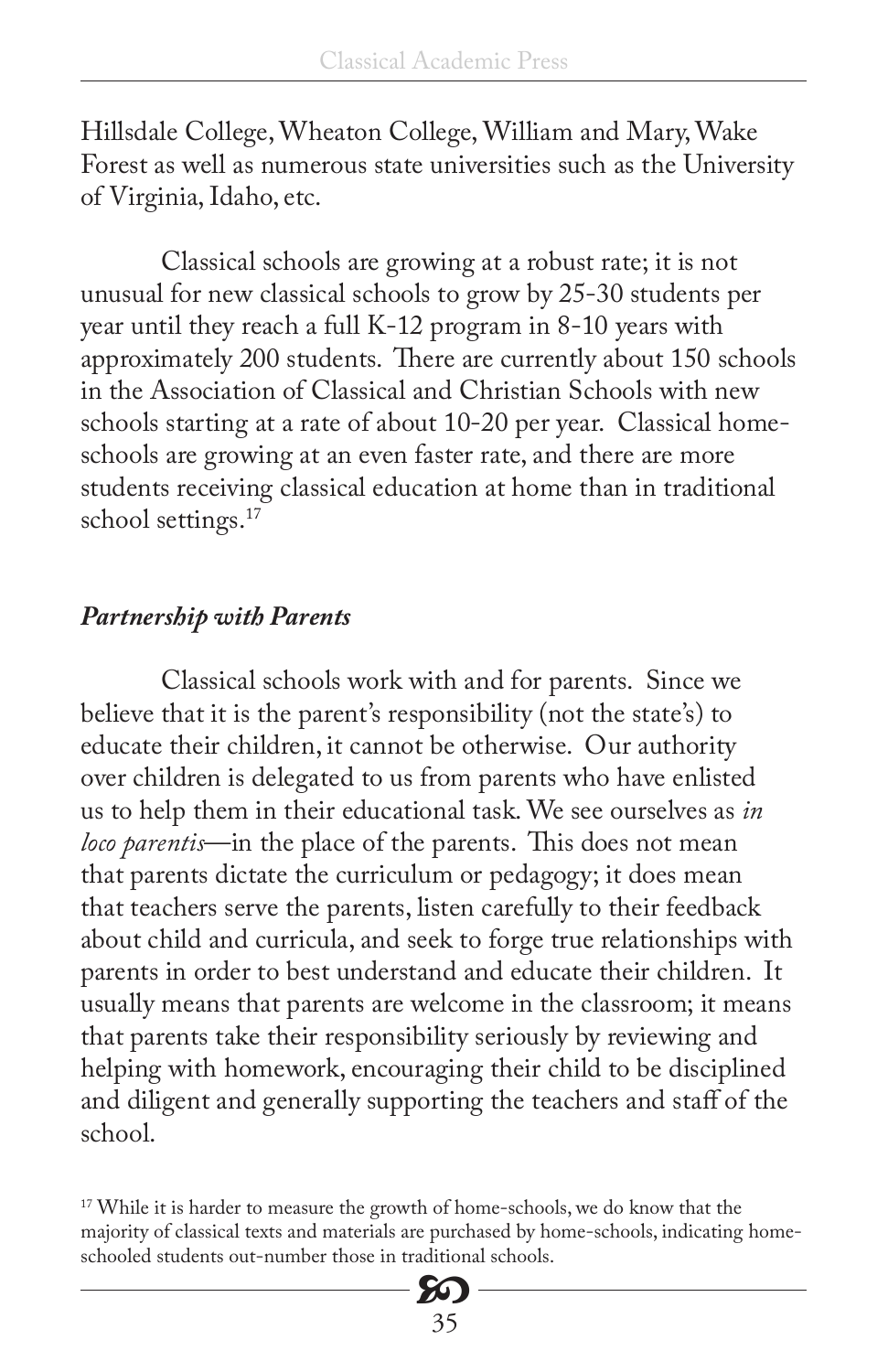Hillsdale College, Wheaton College, William and Mary, Wake Forest as well as numerous state universities such as the University of Virginia, Idaho, etc.

Classical schools are growing at a robust rate; it is not unusual for new classical schools to grow by 25-30 students per year until they reach a full K-12 program in 8-10 years with approximately 200 students. There are currently about 150 schools in the Association of Classical and Christian Schools with new schools starting at a rate of about 10-20 per year. Classical home-schools are growing at an even faster rate, and there are more students receiving classical education at home than in traditional school settings.[17]

### *Partnership with Parents*

Classical schools work with and for parents. Since we believe that it is the parent's responsibility (not the state's) to educate their children, it cannot be otherwise. Our authority over children is delegated to us from parents who have enlisted us to help them in their educational task. We see ourselves as *in loco parentis*—in the place of the parents. This does not mean that parents dictate the curriculum or pedagogy; it does mean that teachers serve the parents, listen carefully to their feedback about child and curricula, and seek to forge true relationships with parents in order to best understand and educate their children. It usually means that parents are welcome in the classroom; it means that parents take their responsibility seriously by reviewing and helping with homework, encouraging their child to be disciplined and diligent and generally supporting the teachers and staff of the school.

[17] While it is harder to measure the growth of home-schools, we do know that the majority of classical texts and materials are purchased by home-schools, indicating home-schooled students out-number those in traditional schools.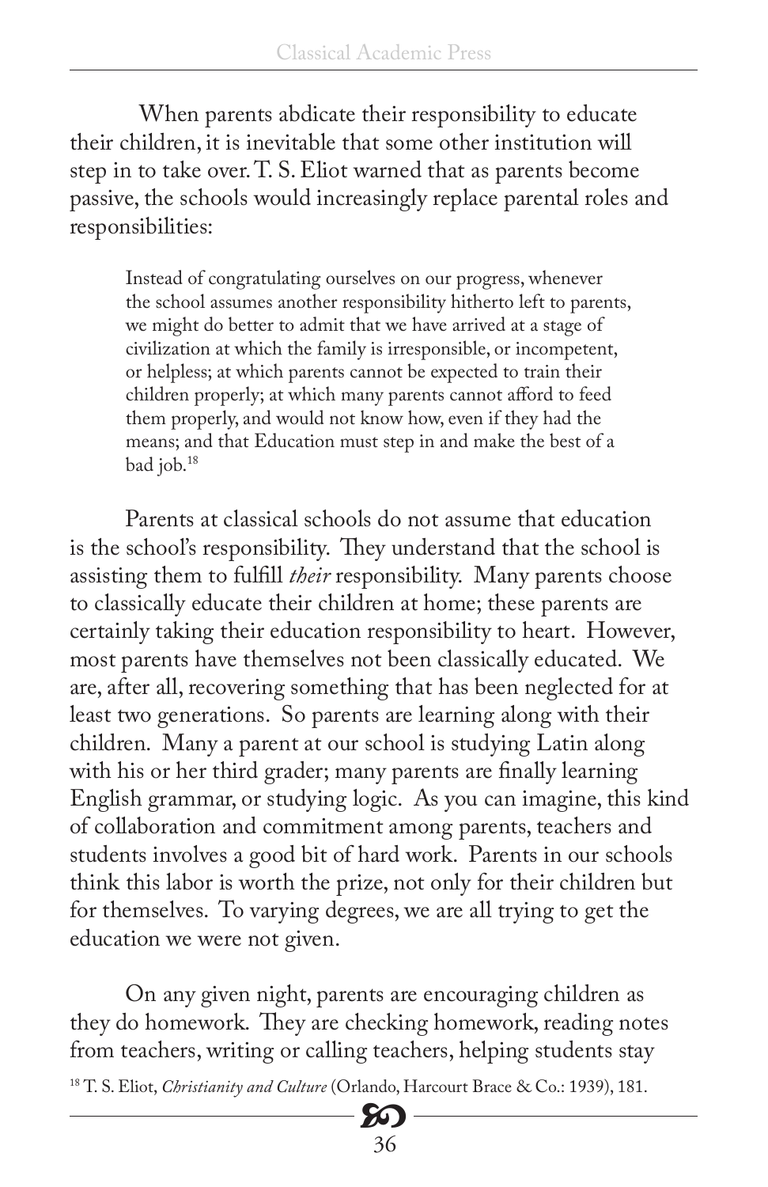When parents abdicate their responsibility to educate their children, it is inevitable that some other institution will step in to take over. T. S. Eliot warned that as parents become passive, the schools would increasingly replace parental roles and responsibilities:

> Instead of congratulating ourselves on our progress, whenever the school assumes another responsibility hitherto left to parents, we might do better to admit that we have arrived at a stage of civilization at which the family is irresponsible, or incompetent, or helpless; at which parents cannot be expected to train their children properly; at which many parents cannot afford to feed them properly, and would not know how, even if they had the means; and that Education must step in and make the best of a bad job.[18]

Parents at classical schools do not assume that education is the school's responsibility. They understand that the school is assisting them to fulfill *their* responsibility. Many parents choose to classically educate their children at home; these parents are certainly taking their education responsibility to heart. However, most parents have themselves not been classically educated. We are, after all, recovering something that has been neglected for at least two generations. So parents are learning along with their children. Many a parent at our school is studying Latin along with his or her third grader; many parents are finally learning English grammar, or studying logic. As you can imagine, this kind of collaboration and commitment among parents, teachers and students involves a good bit of hard work. Parents in our schools think this labor is worth the prize, not only for their children but for themselves. To varying degrees, we are all trying to get the education we were not given.

On any given night, parents are encouraging children as they do homework. They are checking homework, reading notes from teachers, writing or calling teachers, helping students stay

[18] T. S. Eliot, *Christianity and Culture* (Orlando, Harcourt Brace & Co.: 1939), 181.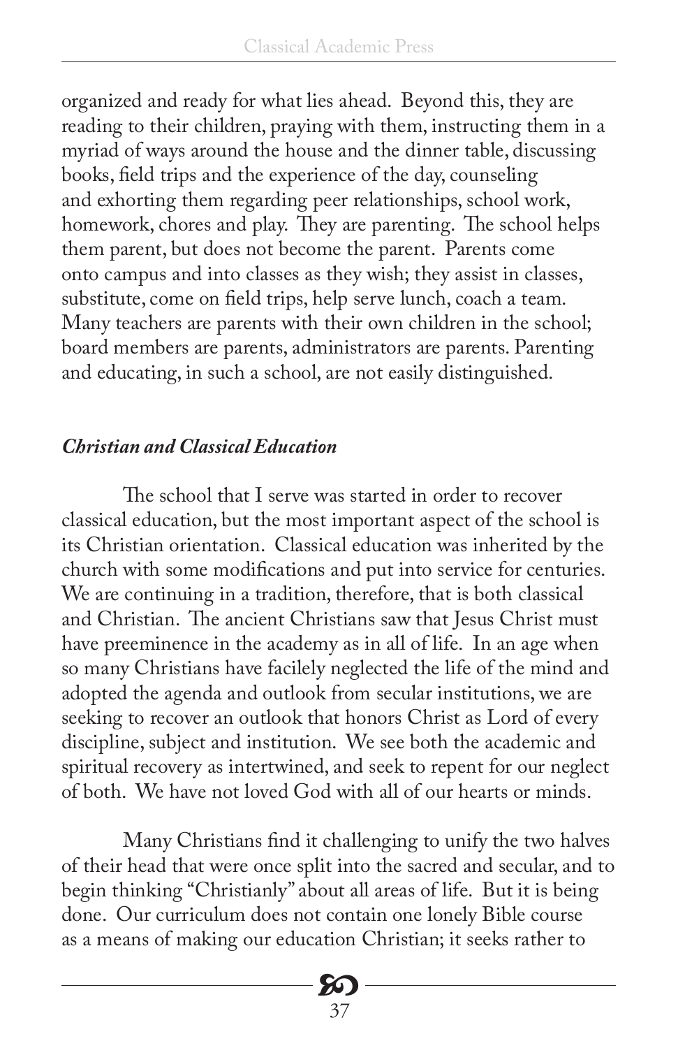organized and ready for what lies ahead. Beyond this, they are reading to their children, praying with them, instructing them in a myriad of ways around the house and the dinner table, discussing books, field trips and the experience of the day, counseling and exhorting them regarding peer relationships, school work, homework, chores and play. They are parenting. The school helps them parent, but does not become the parent. Parents come onto campus and into classes as they wish; they assist in classes, substitute, come on field trips, help serve lunch, coach a team. Many teachers are parents with their own children in the school; board members are parents, administrators are parents. Parenting and educating, in such a school, are not easily distinguished.

### *Christian and Classical Education*

The school that I serve was started in order to recover classical education, but the most important aspect of the school is its Christian orientation. Classical education was inherited by the church with some modifications and put into service for centuries. We are continuing in a tradition, therefore, that is both classical and Christian. The ancient Christians saw that Jesus Christ must have preeminence in the academy as in all of life. In an age when so many Christians have facilely neglected the life of the mind and adopted the agenda and outlook from secular institutions, we are seeking to recover an outlook that honors Christ as Lord of every discipline, subject and institution. We see both the academic and spiritual recovery as intertwined, and seek to repent for our neglect of both. We have not loved God with all of our hearts or minds.

Many Christians find it challenging to unify the two halves of their head that were once split into the sacred and secular, and to begin thinking "Christianly" about all areas of life. But it is being done. Our curriculum does not contain one lonely Bible course as a means of making our education Christian; it seeks rather to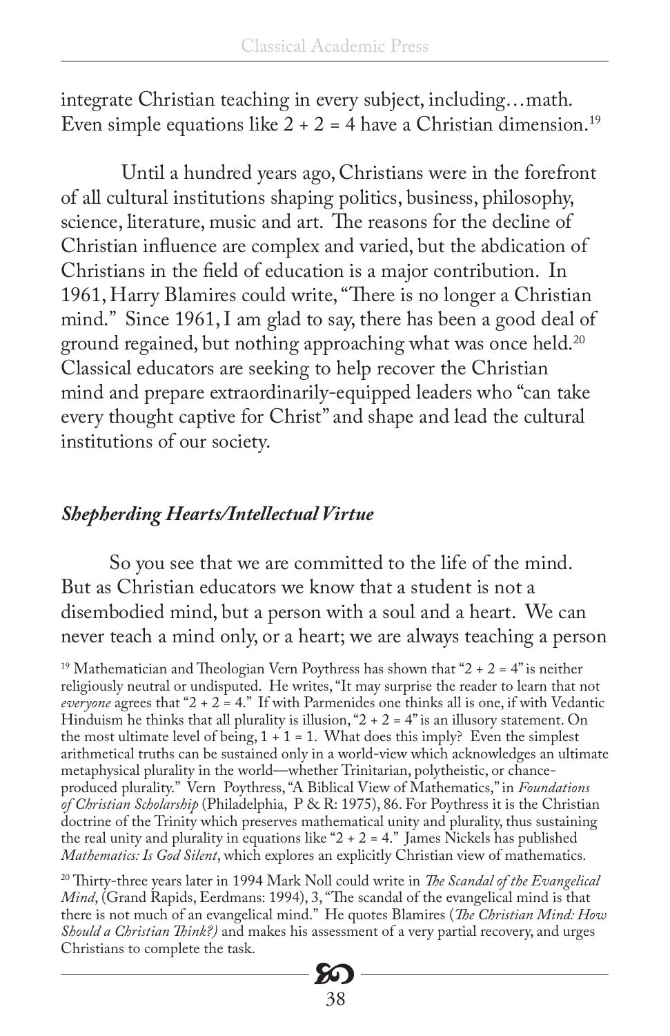integrate Christian teaching in every subject, including…math. Even simple equations like $2 + 2 = 4$ have a Christian dimension.[19]

Until a hundred years ago, Christians were in the forefront of all cultural institutions shaping politics, business, philosophy, science, literature, music and art. The reasons for the decline of Christian influence are complex and varied, but the abdication of Christians in the field of education is a major contribution. In 1961, Harry Blamires could write, "There is no longer a Christian mind." Since 1961, I am glad to say, there has been a good deal of ground regained, but nothing approaching what was once held.[20] Classical educators are seeking to help recover the Christian mind and prepare extraordinarily-equipped leaders who "can take every thought captive for Christ" and shape and lead the cultural institutions of our society.

### *Shepherding Hearts/Intellectual Virtue*

So you see that we are committed to the life of the mind. But as Christian educators we know that a student is not a disembodied mind, but a person with a soul and a heart. We can never teach a mind only, or a heart; we are always teaching a person

[19] Mathematician and Theologian Vern Poythress has shown that "$2 + 2 = 4$" is neither religiously neutral or undisputed. He writes, "It may surprise the reader to learn that not *everyone* agrees that "$2 + 2 = 4$." If with Parmenides one thinks all is one, if with Vedantic Hinduism he thinks that all plurality is illusion, "$2 + 2 = 4$" is an illusory statement. On the most ultimate level of being, $1 + 1 = 1$. What does this imply? Even the simplest arithmetical truths can be sustained only in a world-view which acknowledges an ultimate metaphysical plurality in the world—whether Trinitarian, polytheistic, or chance-produced plurality." Vern Poythress, "A Biblical View of Mathematics," in *Foundations of Christian Scholarship* (Philadelphia, P & R: 1975), 86. For Poythress it is the Christian doctrine of the Trinity which preserves mathematical unity and plurality, thus sustaining the real unity and plurality in equations like "$2 + 2 = 4$." James Nickels has published *Mathematics: Is God Silent*, which explores an explicitly Christian view of mathematics.

[20] Thirty-three years later in 1994 Mark Noll could write in *The Scandal of the Evangelical Mind*, (Grand Rapids, Eerdmans: 1994), 3, "The scandal of the evangelical mind is that there is not much of an evangelical mind." He quotes Blamires (*The Christian Mind: How Should a Christian Think?)* and makes his assessment of a very partial recovery, and urges Christians to complete the task.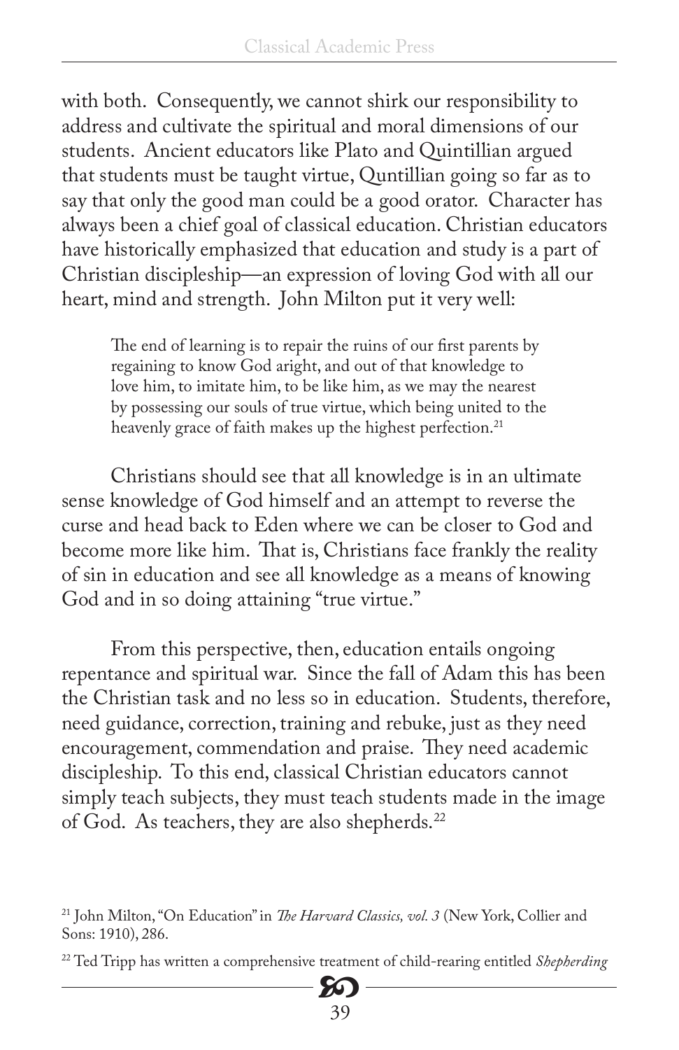with both. Consequently, we cannot shirk our responsibility to address and cultivate the spiritual and moral dimensions of our students. Ancient educators like Plato and Quintillian argued that students must be taught virtue, Quntillian going so far as to say that only the good man could be a good orator. Character has always been a chief goal of classical education. Christian educators have historically emphasized that education and study is a part of Christian discipleship—an expression of loving God with all our heart, mind and strength. John Milton put it very well:

> The end of learning is to repair the ruins of our first parents by regaining to know God aright, and out of that knowledge to love him, to imitate him, to be like him, as we may the nearest by possessing our souls of true virtue, which being united to the heavenly grace of faith makes up the highest perfection.[21]

Christians should see that all knowledge is in an ultimate sense knowledge of God himself and an attempt to reverse the curse and head back to Eden where we can be closer to God and become more like him. That is, Christians face frankly the reality of sin in education and see all knowledge as a means of knowing God and in so doing attaining "true virtue."

From this perspective, then, education entails ongoing repentance and spiritual war. Since the fall of Adam this has been the Christian task and no less so in education. Students, therefore, need guidance, correction, training and rebuke, just as they need encouragement, commendation and praise. They need academic discipleship. To this end, classical Christian educators cannot simply teach subjects, they must teach students made in the image of God. As teachers, they are also shepherds.[22]

---

[21] John Milton, "On Education" in *The Harvard Classics, vol. 3* (New York, Collier and Sons: 1910), 286.

[22] Ted Tripp has written a comprehensive treatment of child-rearing entitled *Shepherding*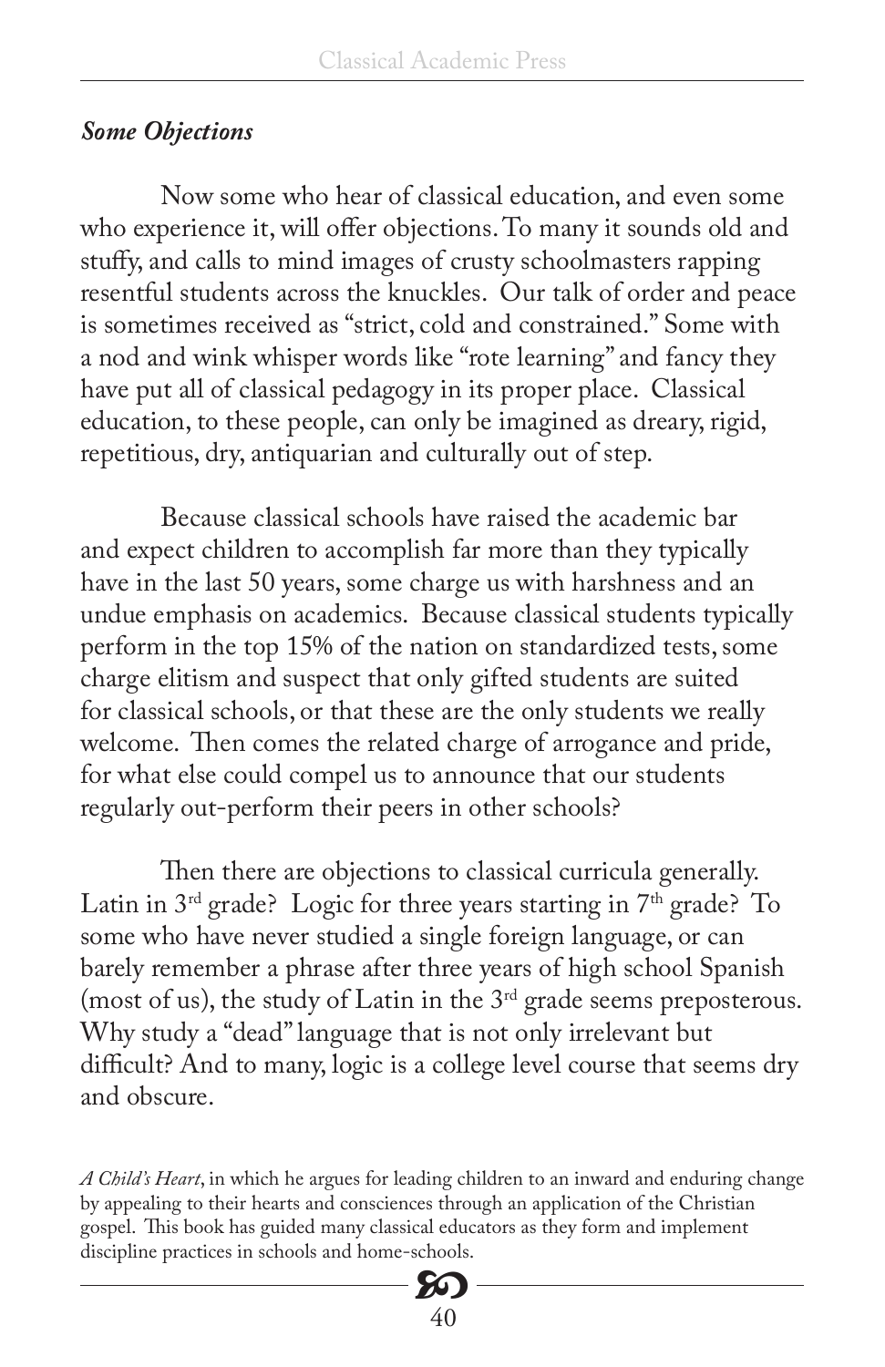***Some Objections***

Now some who hear of classical education, and even some who experience it, will offer objections. To many it sounds old and stuffy, and calls to mind images of crusty schoolmasters rapping resentful students across the knuckles. Our talk of order and peace is sometimes received as "strict, cold and constrained." Some with a nod and wink whisper words like "rote learning" and fancy they have put all of classical pedagogy in its proper place. Classical education, to these people, can only be imagined as dreary, rigid, repetitious, dry, antiquarian and culturally out of step.

Because classical schools have raised the academic bar and expect children to accomplish far more than they typically have in the last 50 years, some charge us with harshness and an undue emphasis on academics. Because classical students typically perform in the top 15% of the nation on standardized tests, some charge elitism and suspect that only gifted students are suited for classical schools, or that these are the only students we really welcome. Then comes the related charge of arrogance and pride, for what else could compel us to announce that our students regularly out-perform their peers in other schools?

Then there are objections to classical curricula generally. Latin in 3rd grade? Logic for three years starting in 7th grade? To some who have never studied a single foreign language, or can barely remember a phrase after three years of high school Spanish (most of us), the study of Latin in the 3rd grade seems preposterous. Why study a "dead" language that is not only irrelevant but difficult? And to many, logic is a college level course that seems dry and obscure.

*A Child's Heart*, in which he argues for leading children to an inward and enduring change by appealing to their hearts and consciences through an application of the Christian gospel. This book has guided many classical educators as they form and implement discipline practices in schools and home-schools.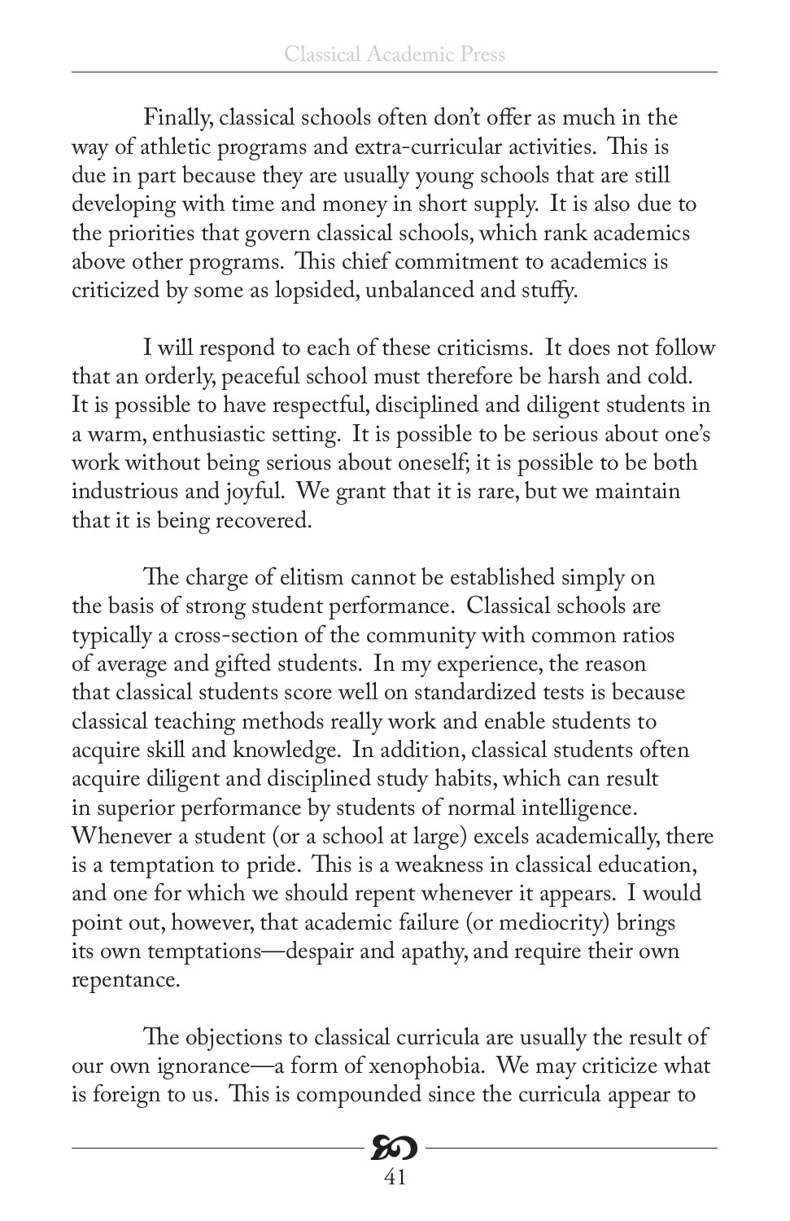Finally, classical schools often don't offer as much in the way of athletic programs and extra-curricular activities. This is due in part because they are usually young schools that are still developing with time and money in short supply. It is also due to the priorities that govern classical schools, which rank academics above other programs. This chief commitment to academics is criticized by some as lopsided, unbalanced and stuffy.

I will respond to each of these criticisms. It does not follow that an orderly, peaceful school must therefore be harsh and cold. It is possible to have respectful, disciplined and diligent students in a warm, enthusiastic setting. It is possible to be serious about one's work without being serious about oneself; it is possible to be both industrious and joyful. We grant that it is rare, but we maintain that it is being recovered.

The charge of elitism cannot be established simply on the basis of strong student performance. Classical schools are typically a cross-section of the community with common ratios of average and gifted students. In my experience, the reason that classical students score well on standardized tests is because classical teaching methods really work and enable students to acquire skill and knowledge. In addition, classical students often acquire diligent and disciplined study habits, which can result in superior performance by students of normal intelligence. Whenever a student (or a school at large) excels academically, there is a temptation to pride. This is a weakness in classical education, and one for which we should repent whenever it appears. I would point out, however, that academic failure (or mediocrity) brings its own temptations—despair and apathy, and require their own repentance.

The objections to classical curricula are usually the result of our own ignorance—a form of xenophobia. We may criticize what is foreign to us. This is compounded since the curricula appear to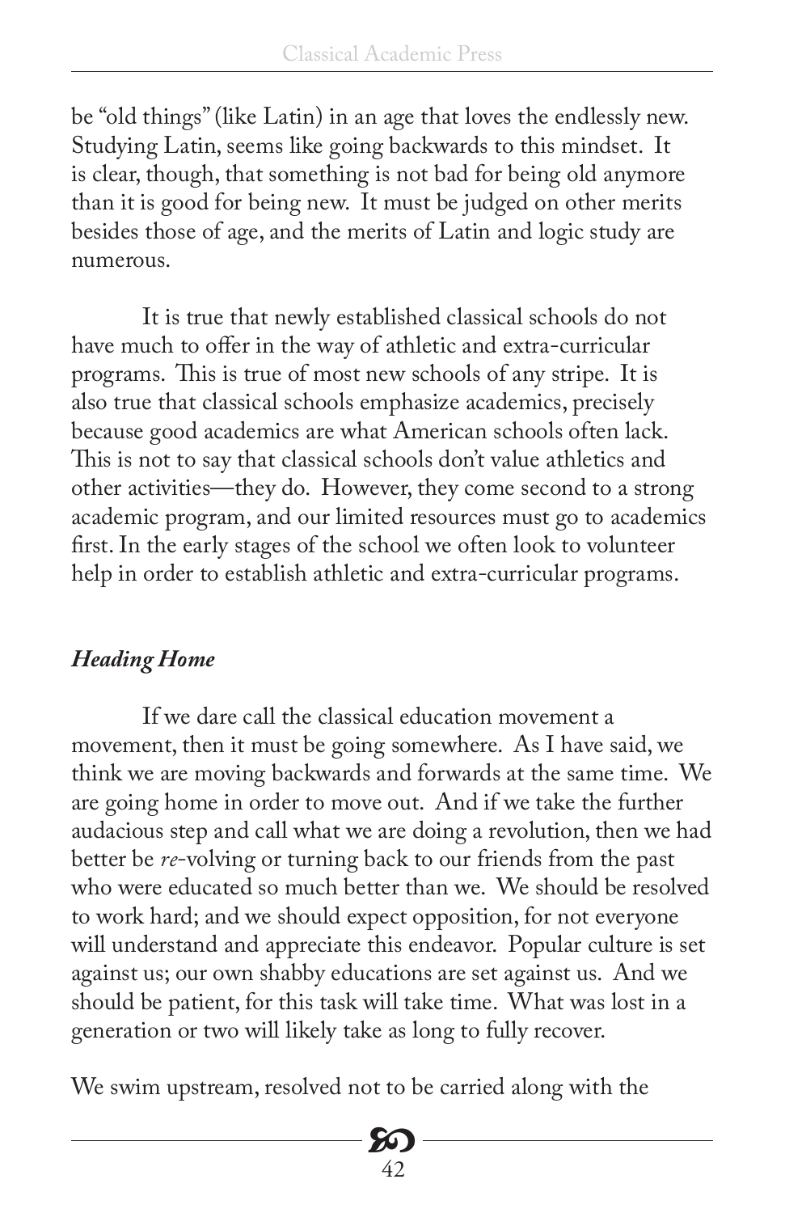be "old things" (like Latin) in an age that loves the endlessly new. Studying Latin, seems like going backwards to this mindset. It is clear, though, that something is not bad for being old anymore than it is good for being new. It must be judged on other merits besides those of age, and the merits of Latin and logic study are numerous.

It is true that newly established classical schools do not have much to offer in the way of athletic and extra-curricular programs. This is true of most new schools of any stripe. It is also true that classical schools emphasize academics, precisely because good academics are what American schools often lack. This is not to say that classical schools don't value athletics and other activities—they do. However, they come second to a strong academic program, and our limited resources must go to academics first. In the early stages of the school we often look to volunteer help in order to establish athletic and extra-curricular programs.

### *Heading Home*

If we dare call the classical education movement a movement, then it must be going somewhere. As I have said, we think we are moving backwards and forwards at the same time. We are going home in order to move out. And if we take the further audacious step and call what we are doing a revolution, then we had better be *re*-volving or turning back to our friends from the past who were educated so much better than we. We should be resolved to work hard; and we should expect opposition, for not everyone will understand and appreciate this endeavor. Popular culture is set against us; our own shabby educations are set against us. And we should be patient, for this task will take time. What was lost in a generation or two will likely take as long to fully recover.

We swim upstream, resolved not to be carried along with the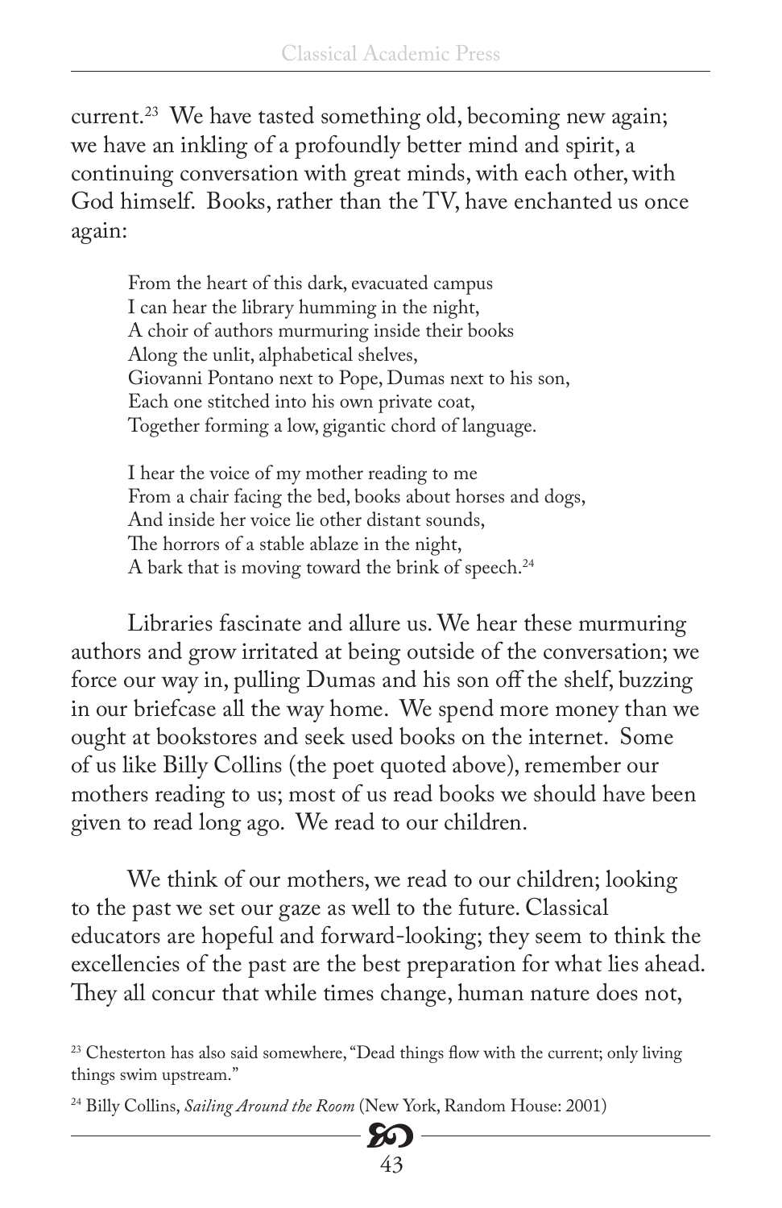current.[23] We have tasted something old, becoming new again; we have an inkling of a profoundly better mind and spirit, a continuing conversation with great minds, with each other, with God himself. Books, rather than the TV, have enchanted us once again:

> From the heart of this dark, evacuated campus  
> I can hear the library humming in the night,  
> A choir of authors murmuring inside their books  
> Along the unlit, alphabetical shelves,  
> Giovanni Pontano next to Pope, Dumas next to his son,  
> Each one stitched into his own private coat,  
> Together forming a low, gigantic chord of language.
>
> I hear the voice of my mother reading to me  
> From a chair facing the bed, books about horses and dogs,  
> And inside her voice lie other distant sounds,  
> The horrors of a stable ablaze in the night,  
> A bark that is moving toward the brink of speech.[24]

Libraries fascinate and allure us. We hear these murmuring authors and grow irritated at being outside of the conversation; we force our way in, pulling Dumas and his son off the shelf, buzzing in our briefcase all the way home. We spend more money than we ought at bookstores and seek used books on the internet. Some of us like Billy Collins (the poet quoted above), remember our mothers reading to us; most of us read books we should have been given to read long ago. We read to our children.

We think of our mothers, we read to our children; looking to the past we set our gaze as well to the future. Classical educators are hopeful and forward-looking; they seem to think the excellencies of the past are the best preparation for what lies ahead. They all concur that while times change, human nature does not,

[23] Chesterton has also said somewhere, "Dead things flow with the current; only living things swim upstream."

[24] Billy Collins, *Sailing Around the Room* (New York, Random House: 2001)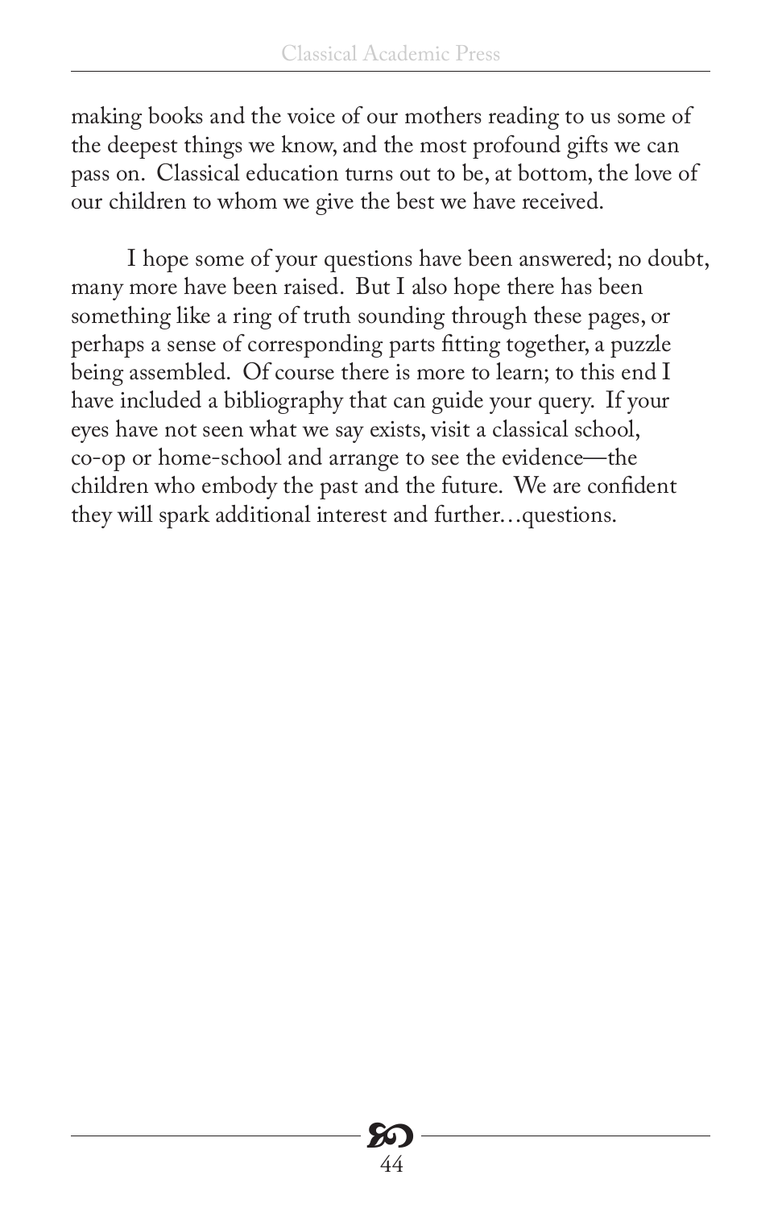making books and the voice of our mothers reading to us some of the deepest things we know, and the most profound gifts we can pass on. Classical education turns out to be, at bottom, the love of our children to whom we give the best we have received.

I hope some of your questions have been answered; no doubt, many more have been raised. But I also hope there has been something like a ring of truth sounding through these pages, or perhaps a sense of corresponding parts fitting together, a puzzle being assembled. Of course there is more to learn; to this end I have included a bibliography that can guide your query. If your eyes have not seen what we say exists, visit a classical school, co-op or home-school and arrange to see the evidence—the children who embody the past and the future. We are confident they will spark additional interest and further…questions.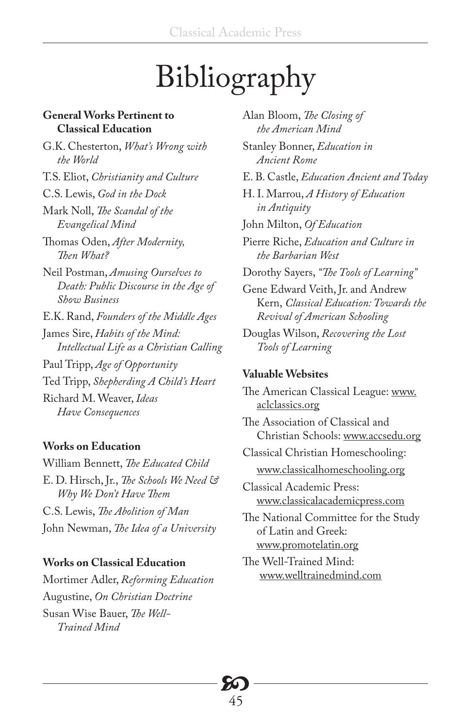# Bibliography

### General Works Pertinent to Classical Education

G.K. Chesterton, *What's Wrong with the World*

T.S. Eliot, *Christianity and Culture*

C.S. Lewis, *God in the Dock*

Mark Noll, *The Scandal of the Evangelical Mind*

Thomas Oden, *After Modernity, Then What?*

Neil Postman, *Amusing Ourselves to Death: Public Discourse in the Age of Show Business*

E.K. Rand, *Founders of the Middle Ages*

James Sire, *Habits of the Mind: Intellectual Life as a Christian Calling*

Paul Tripp, *Age of Opportunity*

Ted Tripp, *Shepherding A Child's Heart*

Richard M. Weaver, *Ideas Have Consequences*

### Works on Education

William Bennett, *The Educated Child*

E. D. Hirsch, Jr., *The Schools We Need & Why We Don't Have Them*

C.S. Lewis, *The Abolition of Man*

John Newman, *The Idea of a University*

### Works on Classical Education

Mortimer Adler, *Reforming Education*

Augustine, *On Christian Doctrine*

Susan Wise Bauer, *The Well-Trained Mind*

Alan Bloom, *The Closing of the American Mind*

Stanley Bonner, *Education in Ancient Rome*

E. B. Castle, *Education Ancient and Today*

H. I. Marrou, *A History of Education in Antiquity*

John Milton, *Of Education*

Pierre Riche, *Education and Culture in the Barbarian West*

Dorothy Sayers, *"The Tools of Learning"*

Gene Edward Veith, Jr. and Andrew Kern, *Classical Education: Towards the Revival of American Schooling*

Douglas Wilson, *Recovering the Lost Tools of Learning*

### Valuable Websites

The American Classical League: www.aclclassics.org

The Association of Classical and Christian Schools: www.accsedu.org

Classical Christian Homeschooling: www.classicalhomeschooling.org

Classical Academic Press: www.classicalacademicpress.com

The National Committee for the Study of Latin and Greek: www.promotelatin.org

The Well-Trained Mind: www.welltrainedmind.com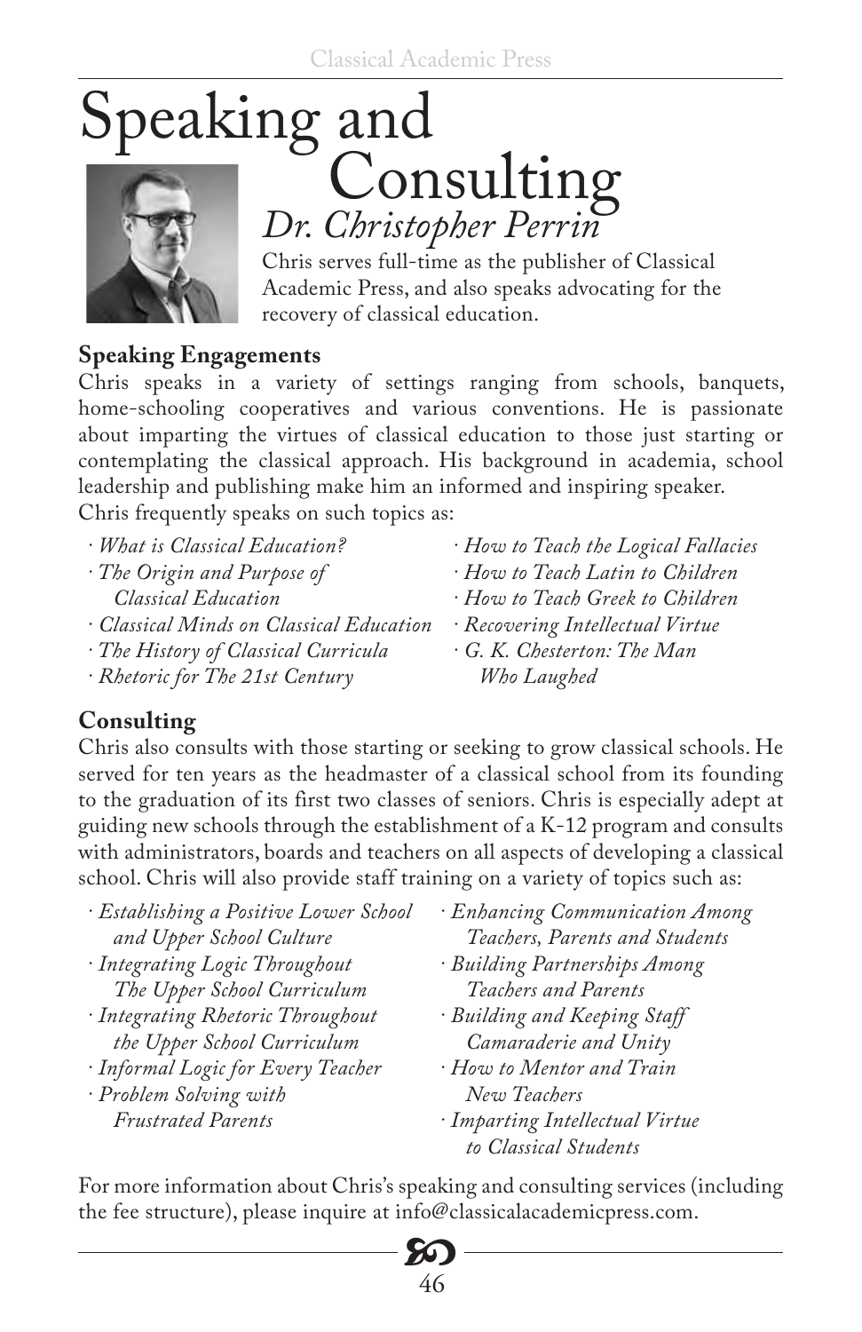# Speaking and Consulting

## *Dr. Christopher Perrin*

Chris serves full-time as the publisher of Classical Academic Press, and also speaks advocating for the recovery of classical education.

**Speaking Engagements**

Chris speaks in a variety of settings ranging from schools, banquets, home-schooling cooperatives and various conventions. He is passionate about imparting the virtues of classical education to those just starting or contemplating the classical approach. His background in academia, school leadership and publishing make him an informed and inspiring speaker.
Chris frequently speaks on such topics as:

- *What is Classical Education?*
- *The Origin and Purpose of Classical Education*
- *Classical Minds on Classical Education*
- *The History of Classical Curricula*
- *Rhetoric for The 21st Century*
- *How to Teach the Logical Fallacies*
- *How to Teach Latin to Children*
- *How to Teach Greek to Children*
- *Recovering Intellectual Virtue*
- *G. K. Chesterton: The Man Who Laughed*

**Consulting**

Chris also consults with those starting or seeking to grow classical schools. He served for ten years as the headmaster of a classical school from its founding to the graduation of its first two classes of seniors. Chris is especially adept at guiding new schools through the establishment of a K-12 program and consults with administrators, boards and teachers on all aspects of developing a classical school. Chris will also provide staff training on a variety of topics such as:

- *Establishing a Positive Lower School and Upper School Culture*
- *Integrating Logic Throughout The Upper School Curriculum*
- *Integrating Rhetoric Throughout the Upper School Curriculum*
- *Informal Logic for Every Teacher*
- *Problem Solving with Frustrated Parents*
- *Enhancing Communication Among Teachers, Parents and Students*
- *Building Partnerships Among Teachers and Parents*
- *Building and Keeping Staff Camaraderie and Unity*
- *How to Mentor and Train New Teachers*
- *Imparting Intellectual Virtue to Classical Students*

For more information about Chris's speaking and consulting services (including the fee structure), please inquire at info@classicalacademicpress.com.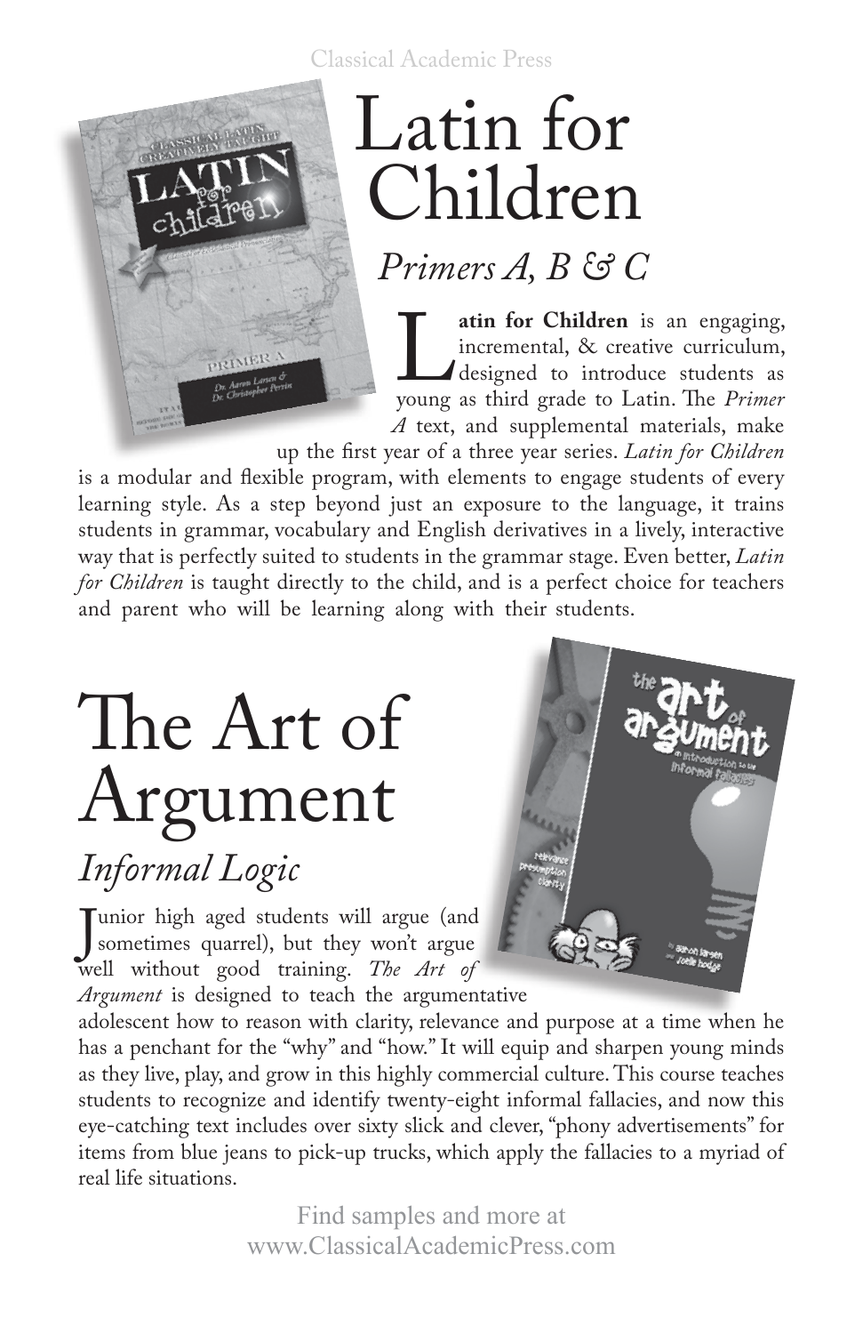# Latin for Children

## *Primers A, B & C*

**Latin for Children** is an engaging, incremental, & creative curriculum, designed to introduce students as young as third grade to Latin. The *Primer A* text, and supplemental materials, make up the first year of a three year series. *Latin for Children* is a modular and flexible program, with elements to engage students of every learning style. As a step beyond just an exposure to the language, it trains students in grammar, vocabulary and English derivatives in a lively, interactive way that is perfectly suited to students in the grammar stage. Even better, *Latin for Children* is taught directly to the child, and is a perfect choice for teachers and parent who will be learning along with their students.

# The Art of Argument

## *Informal Logic*

Junior high aged students will argue (and sometimes quarrel), but they won't argue well without good training. *The Art of Argument* is designed to teach the argumentative adolescent how to reason with clarity, relevance and purpose at a time when he has a penchant for the "why" and "how." It will equip and sharpen young minds as they live, play, and grow in this highly commercial culture. This course teaches students to recognize and identify twenty-eight informal fallacies, and now this eye-catching text includes over sixty slick and clever, "phony advertisements" for items from blue jeans to pick-up trucks, which apply the fallacies to a myriad of real life situations.

Find samples and more at
www.ClassicalAcademicPress.com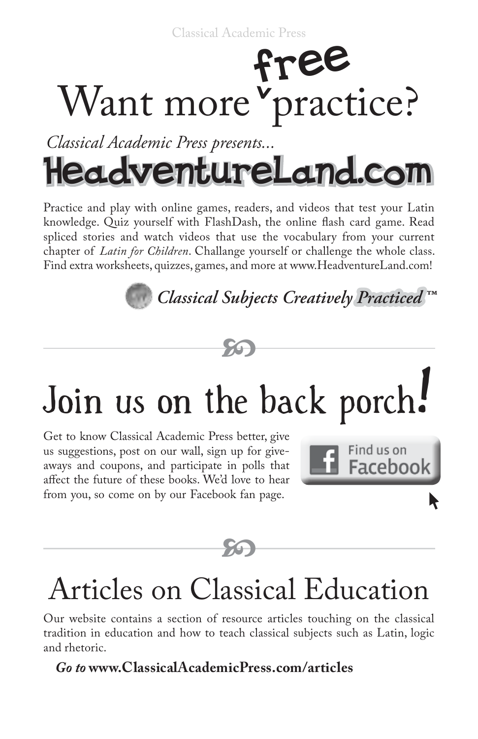# Want more free practice?

*Classical Academic Press presents...*

## HeadventureLand.com

Practice and play with online games, readers, and videos that test your Latin knowledge. Quiz yourself with FlashDash, the online flash card game. Read spliced stories and watch videos that use the vocabulary from your current chapter of *Latin for Children*. Challange yourself or challenge the whole class. Find extra worksheets, quizzes, games, and more at www.HeadventureLand.com!

*Classical Subjects Creatively Practiced™*

---

# Join us on the back porch!

Get to know Classical Academic Press better, give us suggestions, post on our wall, sign up for give-aways and coupons, and participate in polls that affect the future of these books. We'd love to hear from you, so come on by our Facebook fan page.

Find us on Facebook

---

# Articles on Classical Education

Our website contains a section of resource articles touching on the classical tradition in education and how to teach classical subjects such as Latin, logic and rhetoric.

***Go to* www.ClassicalAcademicPress.com/articles**